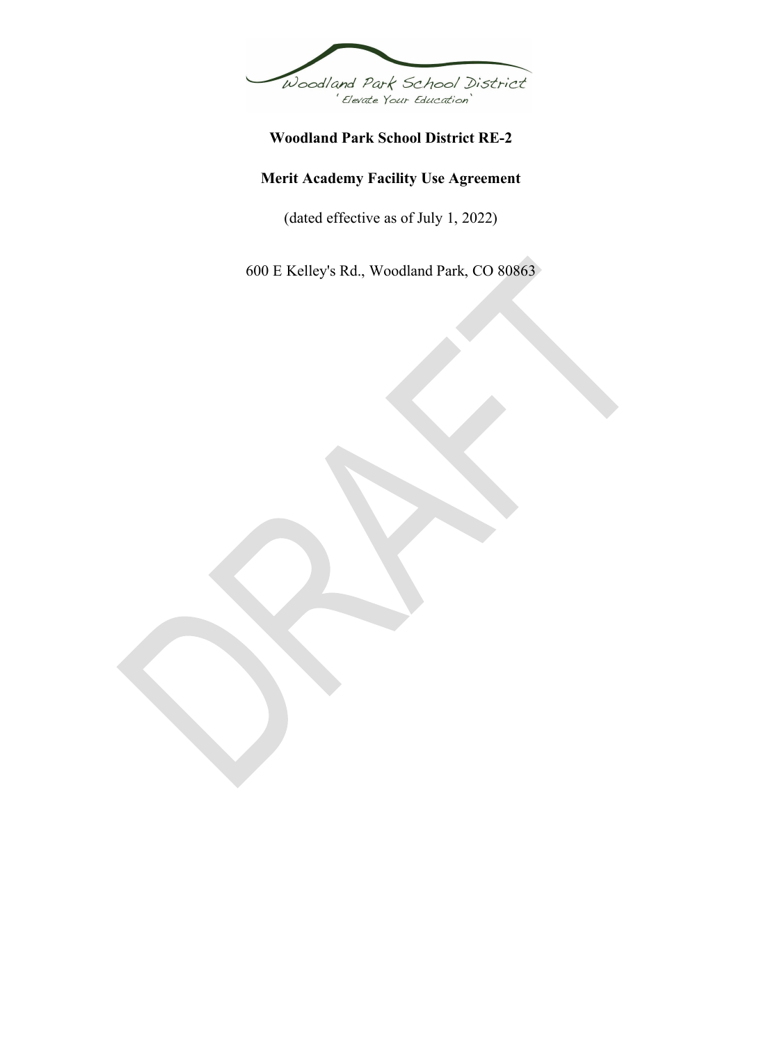Woodland Park School District

'Elevate Your Education'

# Woodland Park School District RE-2

## Merit Academy Facility Use Agreement

(dated effective as of July 1, 2022)

600 E Kelley's Rd., Woodland Park, CO 80863

DRAFT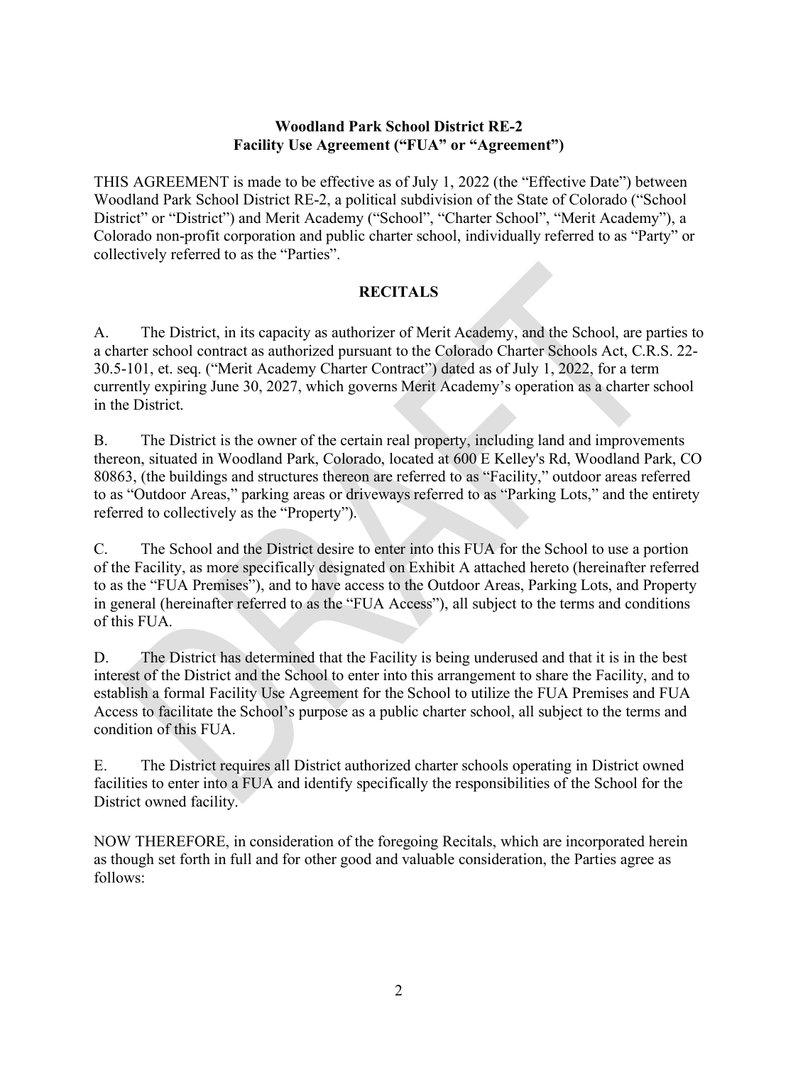**Woodland Park School District RE-2**
**Facility Use Agreement ("FUA" or "Agreement")**

THIS AGREEMENT is made to be effective as of July 1, 2022 (the "Effective Date") between Woodland Park School District RE-2, a political subdivision of the State of Colorado ("School District" or "District") and Merit Academy ("School", "Charter School", "Merit Academy"), a Colorado non-profit corporation and public charter school, individually referred to as "Party" or collectively referred to as the "Parties".

## RECITALS

A. The District, in its capacity as authorizer of Merit Academy, and the School, are parties to a charter school contract as authorized pursuant to the Colorado Charter Schools Act, C.R.S. 22-30.5-101, et. seq. ("Merit Academy Charter Contract") dated as of July 1, 2022, for a term currently expiring June 30, 2027, which governs Merit Academy's operation as a charter school in the District.

B. The District is the owner of the certain real property, including land and improvements thereon, situated in Woodland Park, Colorado, located at 600 E Kelley's Rd, Woodland Park, CO 80863, (the buildings and structures thereon are referred to as "Facility," outdoor areas referred to as "Outdoor Areas," parking areas or driveways referred to as "Parking Lots," and the entirety referred to collectively as the "Property").

C. The School and the District desire to enter into this FUA for the School to use a portion of the Facility, as more specifically designated on Exhibit A attached hereto (hereinafter referred to as the "FUA Premises"), and to have access to the Outdoor Areas, Parking Lots, and Property in general (hereinafter referred to as the "FUA Access"), all subject to the terms and conditions of this FUA.

D. The District has determined that the Facility is being underused and that it is in the best interest of the District and the School to enter into this arrangement to share the Facility, and to establish a formal Facility Use Agreement for the School to utilize the FUA Premises and FUA Access to facilitate the School's purpose as a public charter school, all subject to the terms and condition of this FUA.

E. The District requires all District authorized charter schools operating in District owned facilities to enter into a FUA and identify specifically the responsibilities of the School for the District owned facility.

NOW THEREFORE, in consideration of the foregoing Recitals, which are incorporated herein as though set forth in full and for other good and valuable consideration, the Parties agree as follows: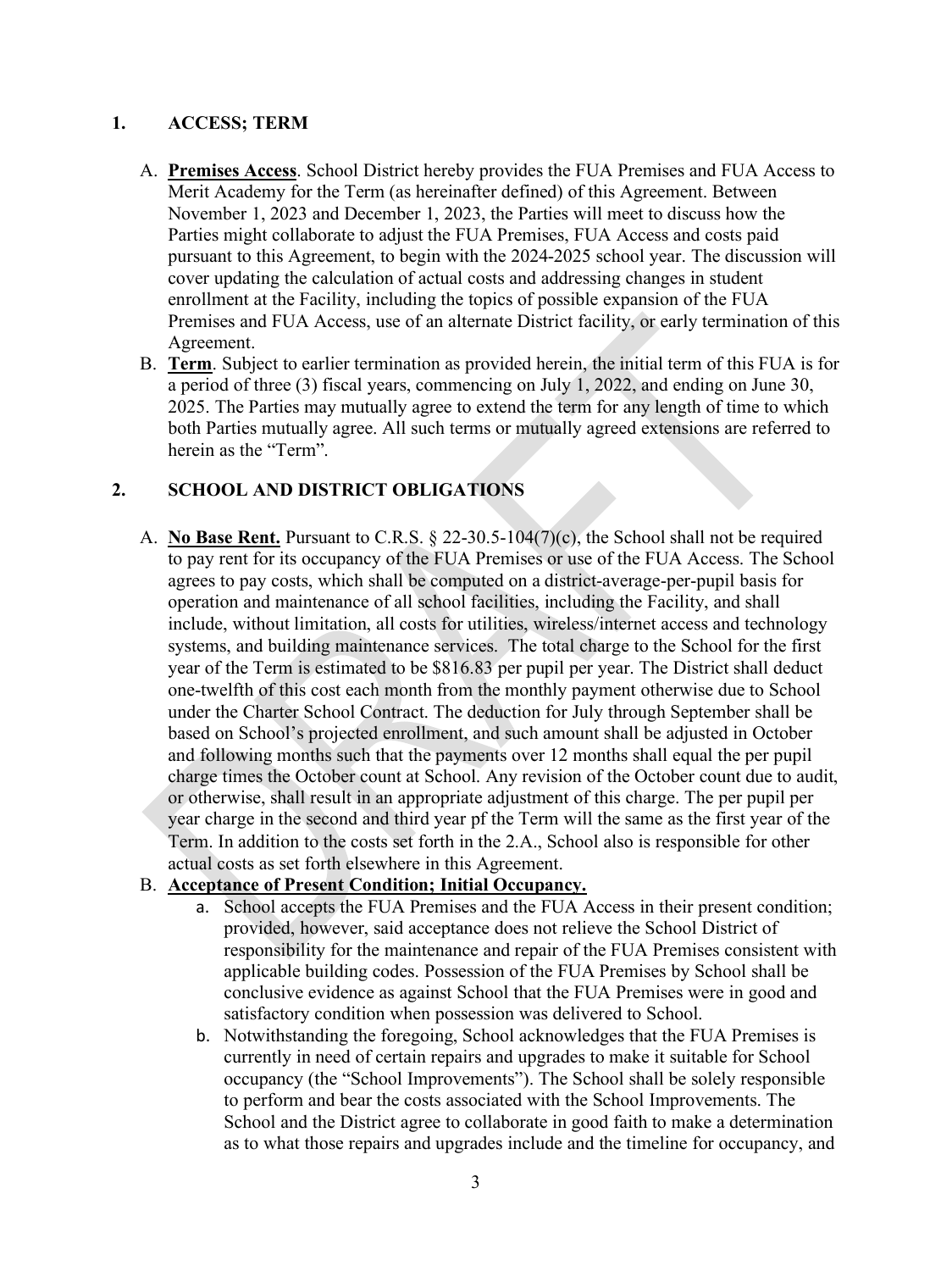## 1. ACCESS; TERM

A. **Premises Access**. School District hereby provides the FUA Premises and FUA Access to Merit Academy for the Term (as hereinafter defined) of this Agreement. Between November 1, 2023 and December 1, 2023, the Parties will meet to discuss how the Parties might collaborate to adjust the FUA Premises, FUA Access and costs paid pursuant to this Agreement, to begin with the 2024-2025 school year. The discussion will cover updating the calculation of actual costs and addressing changes in student enrollment at the Facility, including the topics of possible expansion of the FUA Premises and FUA Access, use of an alternate District facility, or early termination of this Agreement.

B. **Term**. Subject to earlier termination as provided herein, the initial term of this FUA is for a period of three (3) fiscal years, commencing on July 1, 2022, and ending on June 30, 2025. The Parties may mutually agree to extend the term for any length of time to which both Parties mutually agree. All such terms or mutually agreed extensions are referred to herein as the "Term".

## 2. SCHOOL AND DISTRICT OBLIGATIONS

A. **No Base Rent.** Pursuant to C.R.S. § 22-30.5-104(7)(c), the School shall not be required to pay rent for its occupancy of the FUA Premises or use of the FUA Access. The School agrees to pay costs, which shall be computed on a district-average-per-pupil basis for operation and maintenance of all school facilities, including the Facility, and shall include, without limitation, all costs for utilities, wireless/internet access and technology systems, and building maintenance services. The total charge to the School for the first year of the Term is estimated to be $816.83 per pupil per year. The District shall deduct one-twelfth of this cost each month from the monthly payment otherwise due to School under the Charter School Contract. The deduction for July through September shall be based on School's projected enrollment, and such amount shall be adjusted in October and following months such that the payments over 12 months shall equal the per pupil charge times the October count at School. Any revision of the October count due to audit, or otherwise, shall result in an appropriate adjustment of this charge. The per pupil per year charge in the second and third year pf the Term will the same as the first year of the Term. In addition to the costs set forth in the 2.A., School also is responsible for other actual costs as set forth elsewhere in this Agreement.

B. **Acceptance of Present Condition; Initial Occupancy.**

   a. School accepts the FUA Premises and the FUA Access in their present condition; provided, however, said acceptance does not relieve the School District of responsibility for the maintenance and repair of the FUA Premises consistent with applicable building codes. Possession of the FUA Premises by School shall be conclusive evidence as against School that the FUA Premises were in good and satisfactory condition when possession was delivered to School.

   b. Notwithstanding the foregoing, School acknowledges that the FUA Premises is currently in need of certain repairs and upgrades to make it suitable for School occupancy (the "School Improvements"). The School shall be solely responsible to perform and bear the costs associated with the School Improvements. The School and the District agree to collaborate in good faith to make a determination as to what those repairs and upgrades include and the timeline for occupancy, and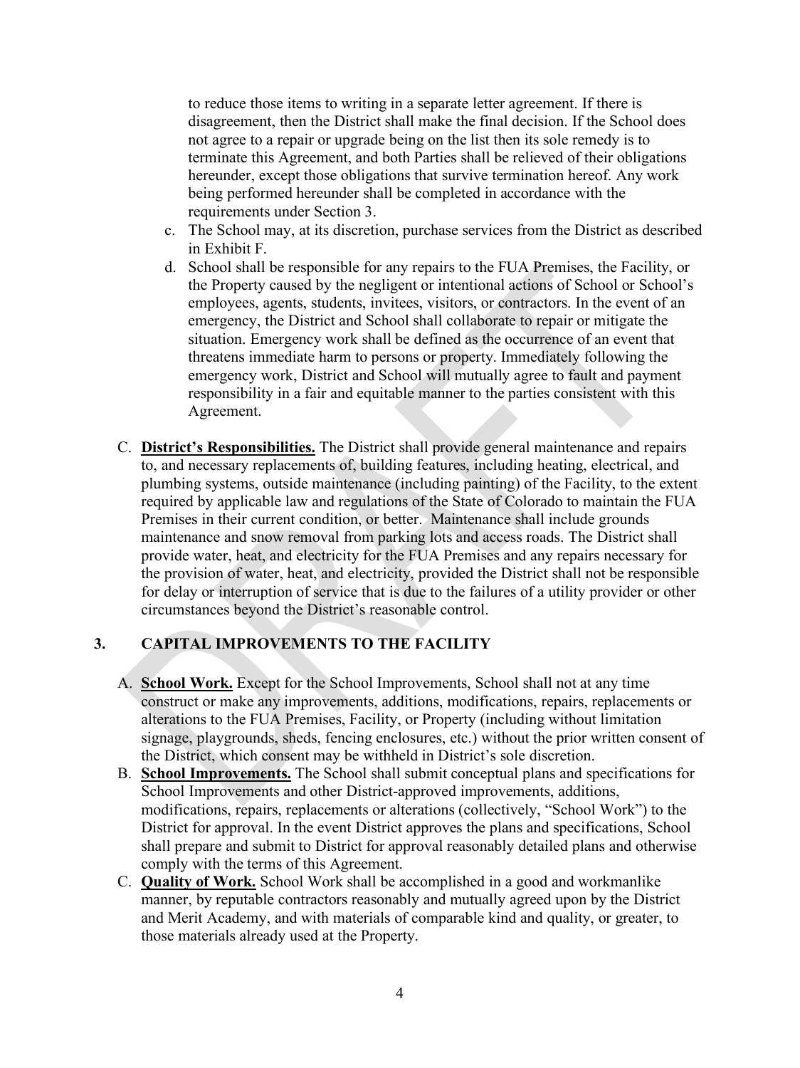to reduce those items to writing in a separate letter agreement. If there is disagreement, then the District shall make the final decision. If the School does not agree to a repair or upgrade being on the list then its sole remedy is to terminate this Agreement, and both Parties shall be relieved of their obligations hereunder, except those obligations that survive termination hereof. Any work being performed hereunder shall be completed in accordance with the requirements under Section 3.

c. The School may, at its discretion, purchase services from the District as described in Exhibit F.

d. School shall be responsible for any repairs to the FUA Premises, the Facility, or the Property caused by the negligent or intentional actions of School or School's employees, agents, students, invitees, visitors, or contractors. In the event of an emergency, the District and School shall collaborate to repair or mitigate the situation. Emergency work shall be defined as the occurrence of an event that threatens immediate harm to persons or property. Immediately following the emergency work, District and School will mutually agree to fault and payment responsibility in a fair and equitable manner to the parties consistent with this Agreement.

C. **District's Responsibilities.** The District shall provide general maintenance and repairs to, and necessary replacements of, building features, including heating, electrical, and plumbing systems, outside maintenance (including painting) of the Facility, to the extent required by applicable law and regulations of the State of Colorado to maintain the FUA Premises in their current condition, or better. Maintenance shall include grounds maintenance and snow removal from parking lots and access roads. The District shall provide water, heat, and electricity for the FUA Premises and any repairs necessary for the provision of water, heat, and electricity, provided the District shall not be responsible for delay or interruption of service that is due to the failures of a utility provider or other circumstances beyond the District's reasonable control.

## 3. CAPITAL IMPROVEMENTS TO THE FACILITY

A. **School Work.** Except for the School Improvements, School shall not at any time construct or make any improvements, additions, modifications, repairs, replacements or alterations to the FUA Premises, Facility, or Property (including without limitation signage, playgrounds, sheds, fencing enclosures, etc.) without the prior written consent of the District, which consent may be withheld in District's sole discretion.

B. **School Improvements.** The School shall submit conceptual plans and specifications for School Improvements and other District-approved improvements, additions, modifications, repairs, replacements or alterations (collectively, "School Work") to the District for approval. In the event District approves the plans and specifications, School shall prepare and submit to District for approval reasonably detailed plans and otherwise comply with the terms of this Agreement.

C. **Quality of Work.** School Work shall be accomplished in a good and workmanlike manner, by reputable contractors reasonably and mutually agreed upon by the District and Merit Academy, and with materials of comparable kind and quality, or greater, to those materials already used at the Property.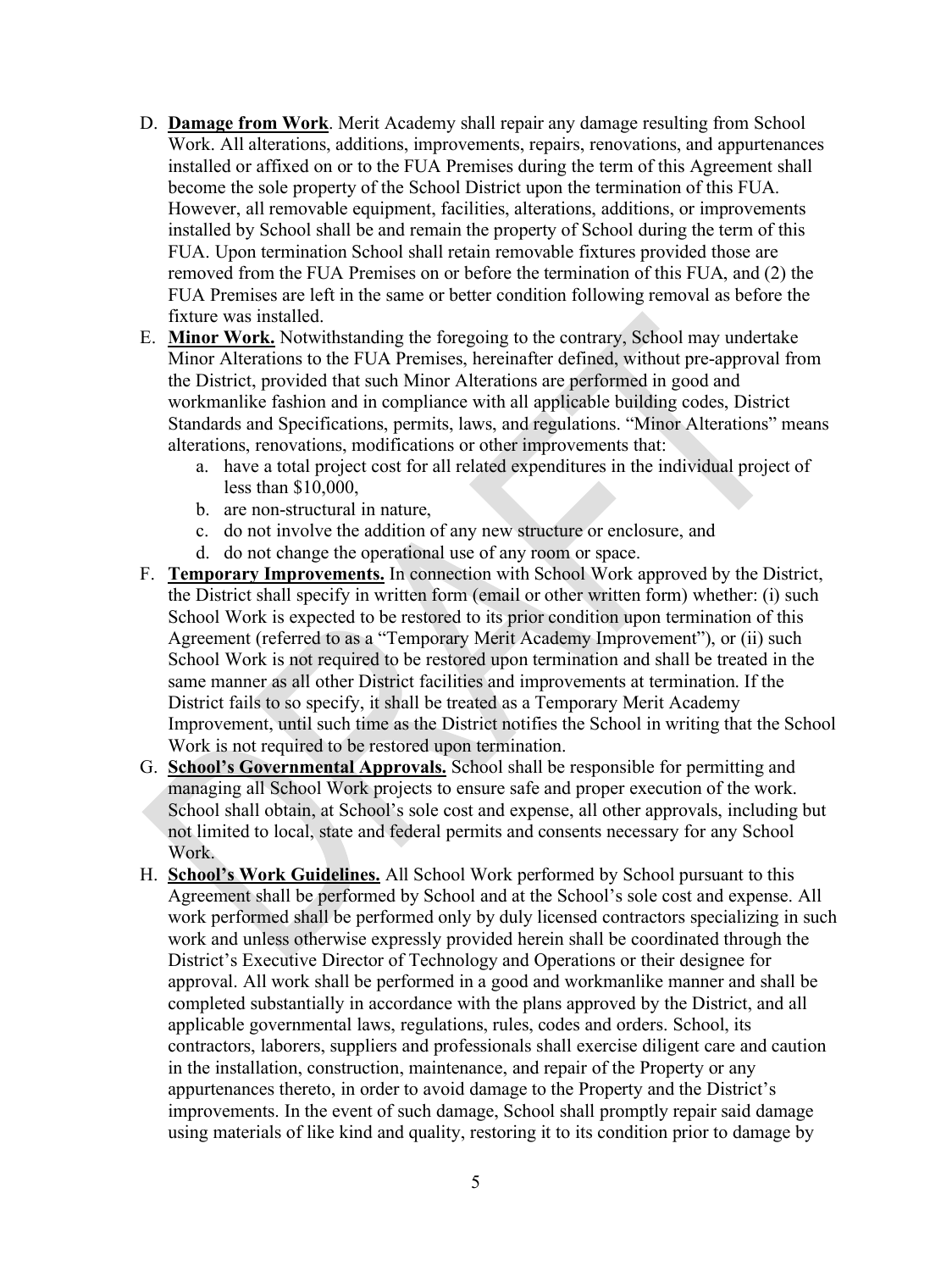D. **Damage from Work**. Merit Academy shall repair any damage resulting from School Work. All alterations, additions, improvements, repairs, renovations, and appurtenances installed or affixed on or to the FUA Premises during the term of this Agreement shall become the sole property of the School District upon the termination of this FUA. However, all removable equipment, facilities, alterations, additions, or improvements installed by School shall be and remain the property of School during the term of this FUA. Upon termination School shall retain removable fixtures provided those are removed from the FUA Premises on or before the termination of this FUA, and (2) the FUA Premises are left in the same or better condition following removal as before the fixture was installed.

E. **Minor Work.** Notwithstanding the foregoing to the contrary, School may undertake Minor Alterations to the FUA Premises, hereinafter defined, without pre-approval from the District, provided that such Minor Alterations are performed in good and workmanlike fashion and in compliance with all applicable building codes, District Standards and Specifications, permits, laws, and regulations. "Minor Alterations" means alterations, renovations, modifications or other improvements that:
   a. have a total project cost for all related expenditures in the individual project of less than $10,000,
   b. are non-structural in nature,
   c. do not involve the addition of any new structure or enclosure, and
   d. do not change the operational use of any room or space.

F. **Temporary Improvements.** In connection with School Work approved by the District, the District shall specify in written form (email or other written form) whether: (i) such School Work is expected to be restored to its prior condition upon termination of this Agreement (referred to as a "Temporary Merit Academy Improvement"), or (ii) such School Work is not required to be restored upon termination and shall be treated in the same manner as all other District facilities and improvements at termination. If the District fails to so specify, it shall be treated as a Temporary Merit Academy Improvement, until such time as the District notifies the School in writing that the School Work is not required to be restored upon termination.

G. **School's Governmental Approvals.** School shall be responsible for permitting and managing all School Work projects to ensure safe and proper execution of the work. School shall obtain, at School's sole cost and expense, all other approvals, including but not limited to local, state and federal permits and consents necessary for any School Work.

H. **School's Work Guidelines.** All School Work performed by School pursuant to this Agreement shall be performed by School and at the School's sole cost and expense. All work performed shall be performed only by duly licensed contractors specializing in such work and unless otherwise expressly provided herein shall be coordinated through the District's Executive Director of Technology and Operations or their designee for approval. All work shall be performed in a good and workmanlike manner and shall be completed substantially in accordance with the plans approved by the District, and all applicable governmental laws, regulations, rules, codes and orders. School, its contractors, laborers, suppliers and professionals shall exercise diligent care and caution in the installation, construction, maintenance, and repair of the Property or any appurtenances thereto, in order to avoid damage to the Property and the District's improvements. In the event of such damage, School shall promptly repair said damage using materials of like kind and quality, restoring it to its condition prior to damage by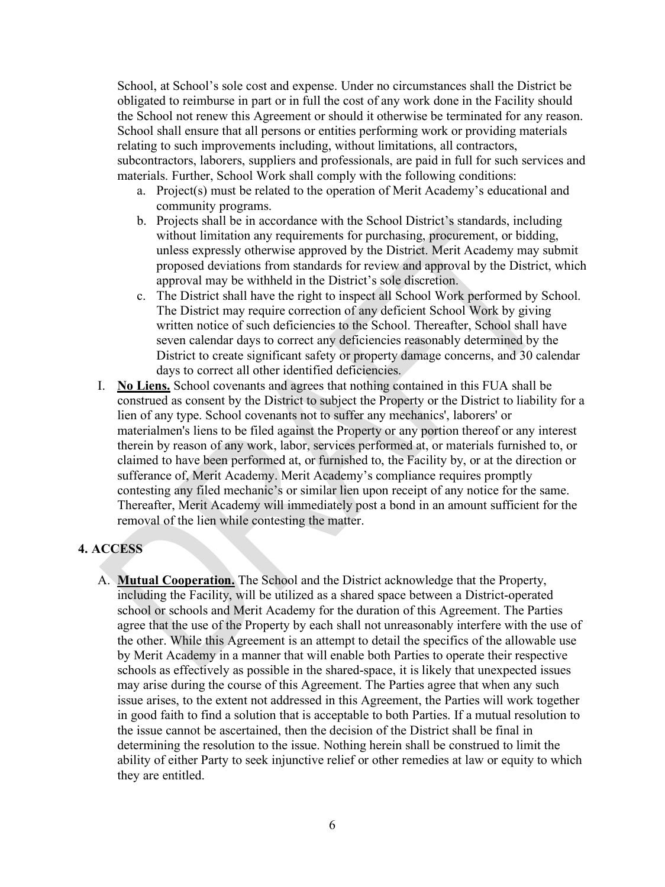School, at School's sole cost and expense. Under no circumstances shall the District be obligated to reimburse in part or in full the cost of any work done in the Facility should the School not renew this Agreement or should it otherwise be terminated for any reason. School shall ensure that all persons or entities performing work or providing materials relating to such improvements including, without limitations, all contractors, subcontractors, laborers, suppliers and professionals, are paid in full for such services and materials. Further, School Work shall comply with the following conditions:

a. Project(s) must be related to the operation of Merit Academy's educational and community programs.
b. Projects shall be in accordance with the School District's standards, including without limitation any requirements for purchasing, procurement, or bidding, unless expressly otherwise approved by the District. Merit Academy may submit proposed deviations from standards for review and approval by the District, which approval may be withheld in the District's sole discretion.
c. The District shall have the right to inspect all School Work performed by School. The District may require correction of any deficient School Work by giving written notice of such deficiencies to the School. Thereafter, School shall have seven calendar days to correct any deficiencies reasonably determined by the District to create significant safety or property damage concerns, and 30 calendar days to correct all other identified deficiencies.

I. **No Liens.** School covenants and agrees that nothing contained in this FUA shall be construed as consent by the District to subject the Property or the District to liability for a lien of any type. School covenants not to suffer any mechanics', laborers' or materialmen's liens to be filed against the Property or any portion thereof or any interest therein by reason of any work, labor, services performed at, or materials furnished to, or claimed to have been performed at, or furnished to, the Facility by, or at the direction or sufferance of, Merit Academy. Merit Academy's compliance requires promptly contesting any filed mechanic's or similar lien upon receipt of any notice for the same. Thereafter, Merit Academy will immediately post a bond in an amount sufficient for the removal of the lien while contesting the matter.

## 4. ACCESS

A. **Mutual Cooperation.** The School and the District acknowledge that the Property, including the Facility, will be utilized as a shared space between a District-operated school or schools and Merit Academy for the duration of this Agreement. The Parties agree that the use of the Property by each shall not unreasonably interfere with the use of the other. While this Agreement is an attempt to detail the specifics of the allowable use by Merit Academy in a manner that will enable both Parties to operate their respective schools as effectively as possible in the shared-space, it is likely that unexpected issues may arise during the course of this Agreement. The Parties agree that when any such issue arises, to the extent not addressed in this Agreement, the Parties will work together in good faith to find a solution that is acceptable to both Parties. If a mutual resolution to the issue cannot be ascertained, then the decision of the District shall be final in determining the resolution to the issue. Nothing herein shall be construed to limit the ability of either Party to seek injunctive relief or other remedies at law or equity to which they are entitled.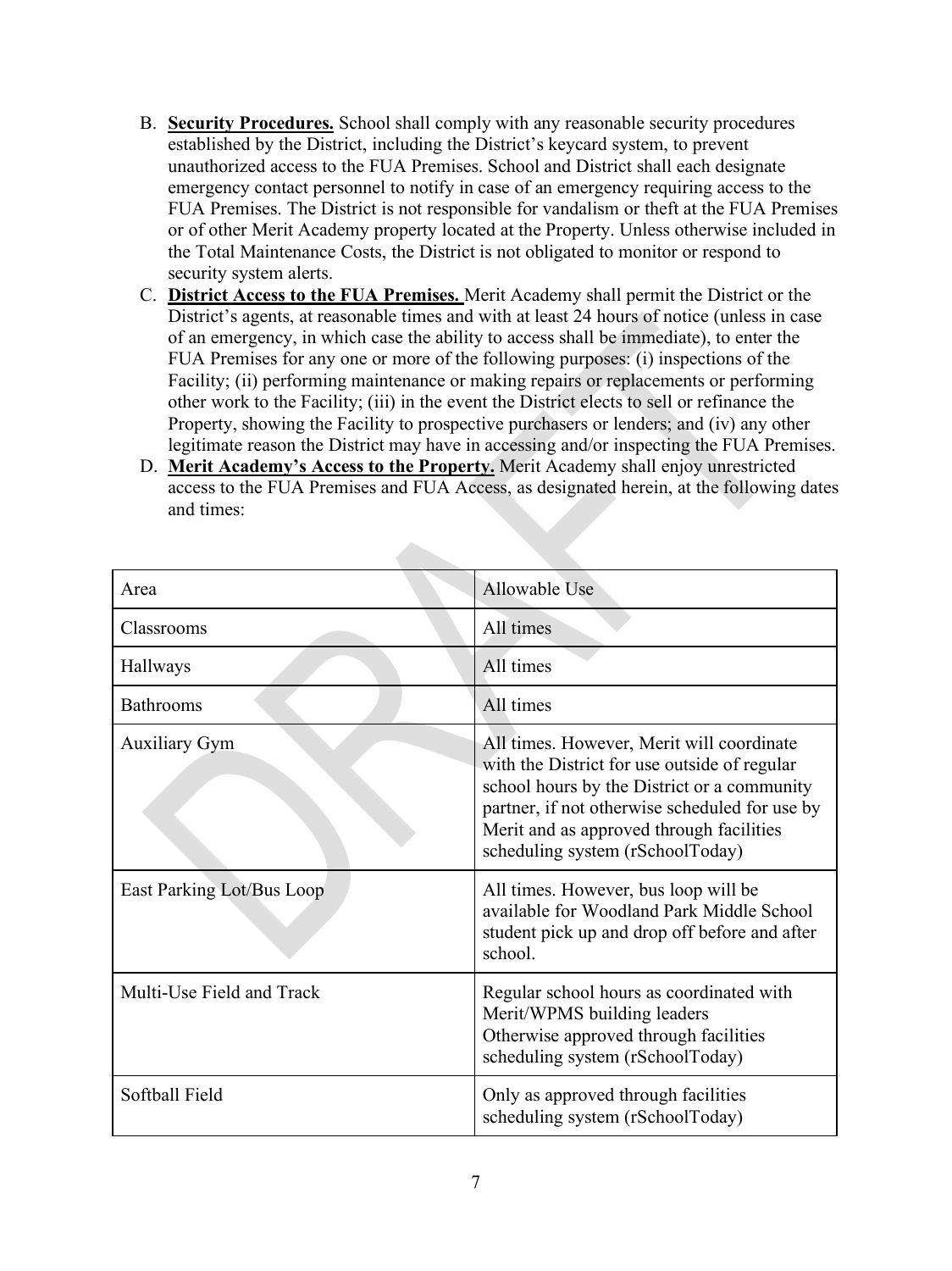B. **Security Procedures.** School shall comply with any reasonable security procedures established by the District, including the District's keycard system, to prevent unauthorized access to the FUA Premises. School and District shall each designate emergency contact personnel to notify in case of an emergency requiring access to the FUA Premises. The District is not responsible for vandalism or theft at the FUA Premises or of other Merit Academy property located at the Property. Unless otherwise included in the Total Maintenance Costs, the District is not obligated to monitor or respond to security system alerts.

C. **District Access to the FUA Premises.** Merit Academy shall permit the District or the District's agents, at reasonable times and with at least 24 hours of notice (unless in case of an emergency, in which case the ability to access shall be immediate), to enter the FUA Premises for any one or more of the following purposes: (i) inspections of the Facility; (ii) performing maintenance or making repairs or replacements or performing other work to the Facility; (iii) in the event the District elects to sell or refinance the Property, showing the Facility to prospective purchasers or lenders; and (iv) any other legitimate reason the District may have in accessing and/or inspecting the FUA Premises.

D. **Merit Academy's Access to the Property.** Merit Academy shall enjoy unrestricted access to the FUA Premises and FUA Access, as designated herein, at the following dates and times:

| Area | Allowable Use |
| --- | --- |
| Classrooms | All times |
| Hallways | All times |
| Bathrooms | All times |
| Auxiliary Gym | All times. However, Merit will coordinate with the District for use outside of regular school hours by the District or a community partner, if not otherwise scheduled for use by Merit and as approved through facilities scheduling system (rSchoolToday) |
| East Parking Lot/Bus Loop | All times. However, bus loop will be available for Woodland Park Middle School student pick up and drop off before and after school. |
| Multi-Use Field and Track | Regular school hours as coordinated with Merit/WPMS building leaders<br>Otherwise approved through facilities scheduling system (rSchoolToday) |
| Softball Field | Only as approved through facilities scheduling system (rSchoolToday) |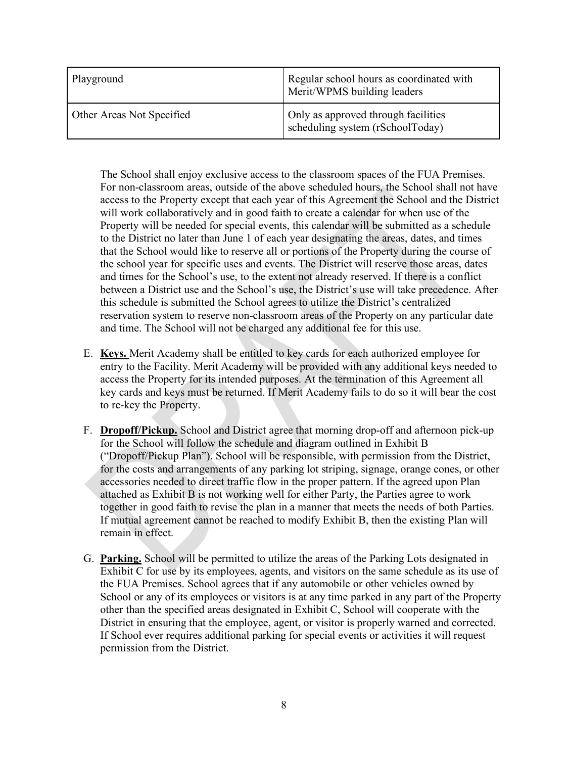| Playground | Regular school hours as coordinated with Merit/WPMS building leaders |
|---|---|
| Other Areas Not Specified | Only as approved through facilities scheduling system (rSchoolToday) |

The School shall enjoy exclusive access to the classroom spaces of the FUA Premises. For non-classroom areas, outside of the above scheduled hours, the School shall not have access to the Property except that each year of this Agreement the School and the District will work collaboratively and in good faith to create a calendar for when use of the Property will be needed for special events, this calendar will be submitted as a schedule to the District no later than June 1 of each year designating the areas, dates, and times that the School would like to reserve all or portions of the Property during the course of the school year for specific uses and events. The District will reserve those areas, dates and times for the School's use, to the extent not already reserved. If there is a conflict between a District use and the School's use, the District's use will take precedence. After this schedule is submitted the School agrees to utilize the District's centralized reservation system to reserve non-classroom areas of the Property on any particular date and time. The School will not be charged any additional fee for this use.

E. **Keys.** Merit Academy shall be entitled to key cards for each authorized employee for entry to the Facility. Merit Academy will be provided with any additional keys needed to access the Property for its intended purposes. At the termination of this Agreement all key cards and keys must be returned. If Merit Academy fails to do so it will bear the cost to re-key the Property.

F. **Dropoff/Pickup.** School and District agree that morning drop-off and afternoon pick-up for the School will follow the schedule and diagram outlined in Exhibit B ("Dropoff/Pickup Plan"). School will be responsible, with permission from the District, for the costs and arrangements of any parking lot striping, signage, orange cones, or other accessories needed to direct traffic flow in the proper pattern. If the agreed upon Plan attached as Exhibit B is not working well for either Party, the Parties agree to work together in good faith to revise the plan in a manner that meets the needs of both Parties. If mutual agreement cannot be reached to modify Exhibit B, then the existing Plan will remain in effect.

G. **Parking.** School will be permitted to utilize the areas of the Parking Lots designated in Exhibit C for use by its employees, agents, and visitors on the same schedule as its use of the FUA Premises. School agrees that if any automobile or other vehicles owned by School or any of its employees or visitors is at any time parked in any part of the Property other than the specified areas designated in Exhibit C, School will cooperate with the District in ensuring that the employee, agent, or visitor is properly warned and corrected. If School ever requires additional parking for special events or activities it will request permission from the District.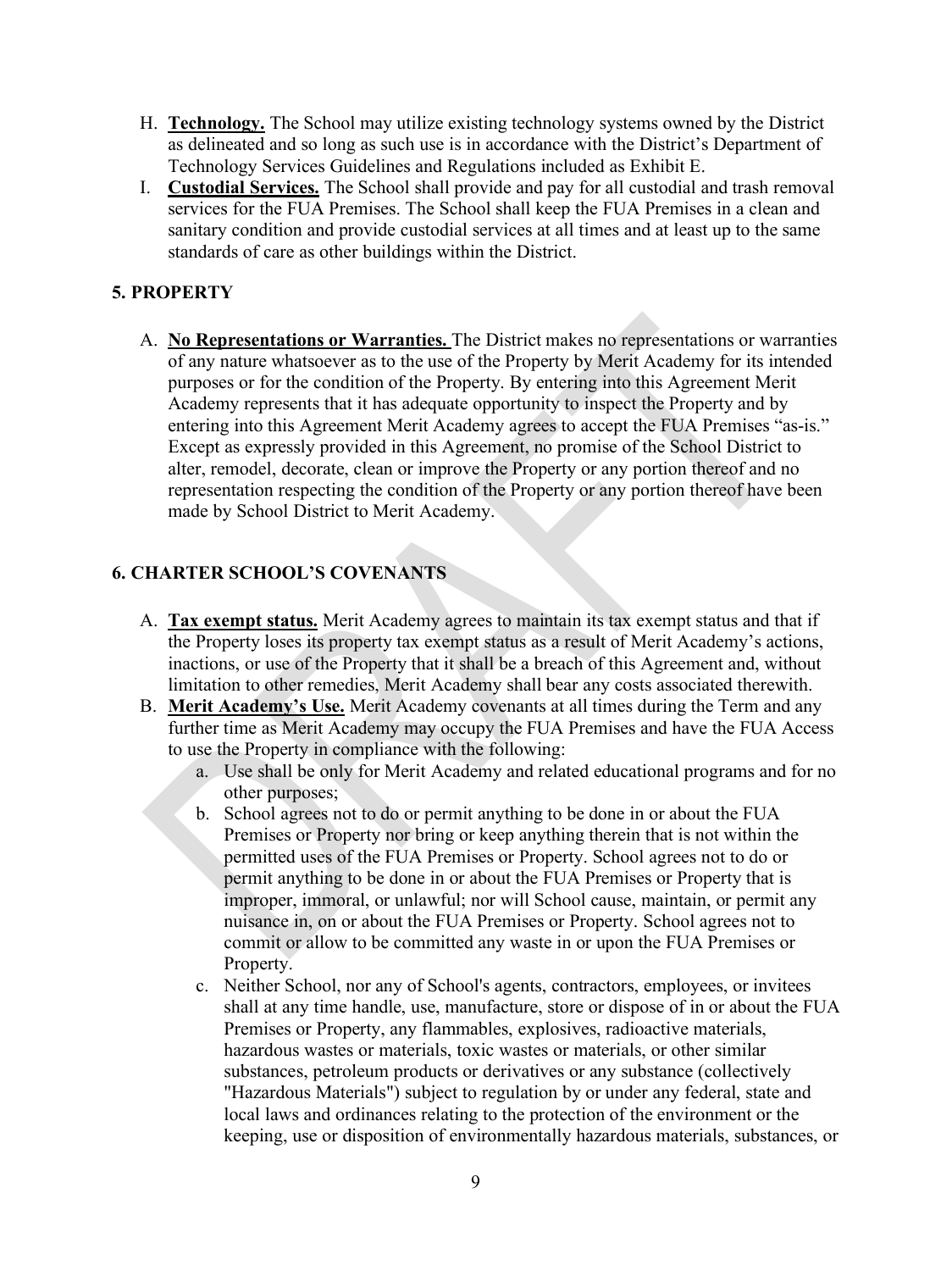H. **Technology.** The School may utilize existing technology systems owned by the District as delineated and so long as such use is in accordance with the District's Department of Technology Services Guidelines and Regulations included as Exhibit E.

I. **Custodial Services.** The School shall provide and pay for all custodial and trash removal services for the FUA Premises. The School shall keep the FUA Premises in a clean and sanitary condition and provide custodial services at all times and at least up to the same standards of care as other buildings within the District.

## 5. PROPERTY

A. **No Representations or Warranties.** The District makes no representations or warranties of any nature whatsoever as to the use of the Property by Merit Academy for its intended purposes or for the condition of the Property. By entering into this Agreement Merit Academy represents that it has adequate opportunity to inspect the Property and by entering into this Agreement Merit Academy agrees to accept the FUA Premises "as-is." Except as expressly provided in this Agreement, no promise of the School District to alter, remodel, decorate, clean or improve the Property or any portion thereof and no representation respecting the condition of the Property or any portion thereof have been made by School District to Merit Academy.

## 6. CHARTER SCHOOL'S COVENANTS

A. **Tax exempt status.** Merit Academy agrees to maintain its tax exempt status and that if the Property loses its property tax exempt status as a result of Merit Academy's actions, inactions, or use of the Property that it shall be a breach of this Agreement and, without limitation to other remedies, Merit Academy shall bear any costs associated therewith.

B. **Merit Academy's Use.** Merit Academy covenants at all times during the Term and any further time as Merit Academy may occupy the FUA Premises and have the FUA Access to use the Property in compliance with the following:

   a. Use shall be only for Merit Academy and related educational programs and for no other purposes;

   b. School agrees not to do or permit anything to be done in or about the FUA Premises or Property nor bring or keep anything therein that is not within the permitted uses of the FUA Premises or Property. School agrees not to do or permit anything to be done in or about the FUA Premises or Property that is improper, immoral, or unlawful; nor will School cause, maintain, or permit any nuisance in, on or about the FUA Premises or Property. School agrees not to commit or allow to be committed any waste in or upon the FUA Premises or Property.

   c. Neither School, nor any of School's agents, contractors, employees, or invitees shall at any time handle, use, manufacture, store or dispose of in or about the FUA Premises or Property, any flammables, explosives, radioactive materials, hazardous wastes or materials, toxic wastes or materials, or other similar substances, petroleum products or derivatives or any substance (collectively "Hazardous Materials") subject to regulation by or under any federal, state and local laws and ordinances relating to the protection of the environment or the keeping, use or disposition of environmentally hazardous materials, substances, or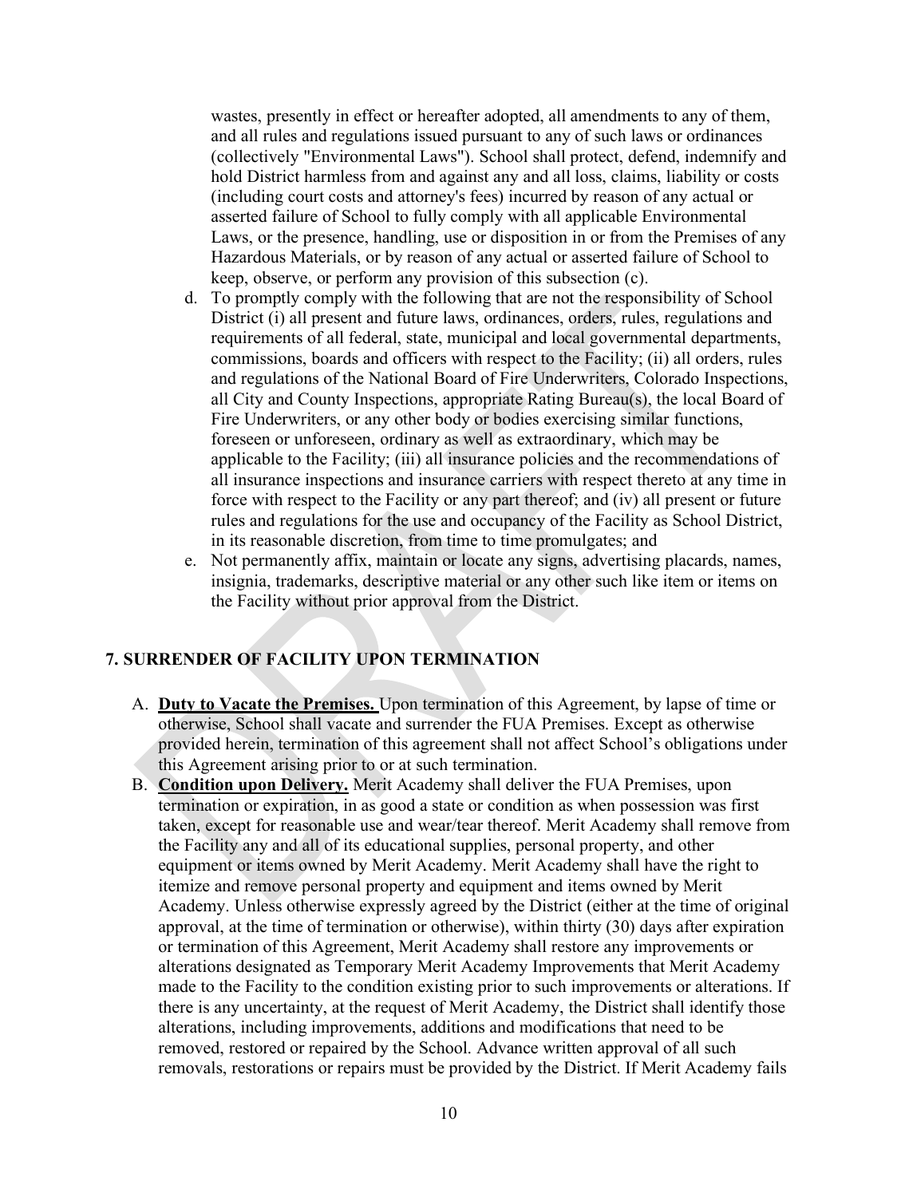wastes, presently in effect or hereafter adopted, all amendments to any of them, and all rules and regulations issued pursuant to any of such laws or ordinances (collectively "Environmental Laws"). School shall protect, defend, indemnify and hold District harmless from and against any and all loss, claims, liability or costs (including court costs and attorney's fees) incurred by reason of any actual or asserted failure of School to fully comply with all applicable Environmental Laws, or the presence, handling, use or disposition in or from the Premises of any Hazardous Materials, or by reason of any actual or asserted failure of School to keep, observe, or perform any provision of this subsection (c).

d. To promptly comply with the following that are not the responsibility of School District (i) all present and future laws, ordinances, orders, rules, regulations and requirements of all federal, state, municipal and local governmental departments, commissions, boards and officers with respect to the Facility; (ii) all orders, rules and regulations of the National Board of Fire Underwriters, Colorado Inspections, all City and County Inspections, appropriate Rating Bureau(s), the local Board of Fire Underwriters, or any other body or bodies exercising similar functions, foreseen or unforeseen, ordinary as well as extraordinary, which may be applicable to the Facility; (iii) all insurance policies and the recommendations of all insurance inspections and insurance carriers with respect thereto at any time in force with respect to the Facility or any part thereof; and (iv) all present or future rules and regulations for the use and occupancy of the Facility as School District, in its reasonable discretion, from time to time promulgates; and

e. Not permanently affix, maintain or locate any signs, advertising placards, names, insignia, trademarks, descriptive material or any other such like item or items on the Facility without prior approval from the District.

## 7. SURRENDER OF FACILITY UPON TERMINATION

A. **Duty to Vacate the Premises.** Upon termination of this Agreement, by lapse of time or otherwise, School shall vacate and surrender the FUA Premises. Except as otherwise provided herein, termination of this agreement shall not affect School's obligations under this Agreement arising prior to or at such termination.

B. **Condition upon Delivery.** Merit Academy shall deliver the FUA Premises, upon termination or expiration, in as good a state or condition as when possession was first taken, except for reasonable use and wear/tear thereof. Merit Academy shall remove from the Facility any and all of its educational supplies, personal property, and other equipment or items owned by Merit Academy. Merit Academy shall have the right to itemize and remove personal property and equipment and items owned by Merit Academy. Unless otherwise expressly agreed by the District (either at the time of original approval, at the time of termination or otherwise), within thirty (30) days after expiration or termination of this Agreement, Merit Academy shall restore any improvements or alterations designated as Temporary Merit Academy Improvements that Merit Academy made to the Facility to the condition existing prior to such improvements or alterations. If there is any uncertainty, at the request of Merit Academy, the District shall identify those alterations, including improvements, additions and modifications that need to be removed, restored or repaired by the School. Advance written approval of all such removals, restorations or repairs must be provided by the District. If Merit Academy fails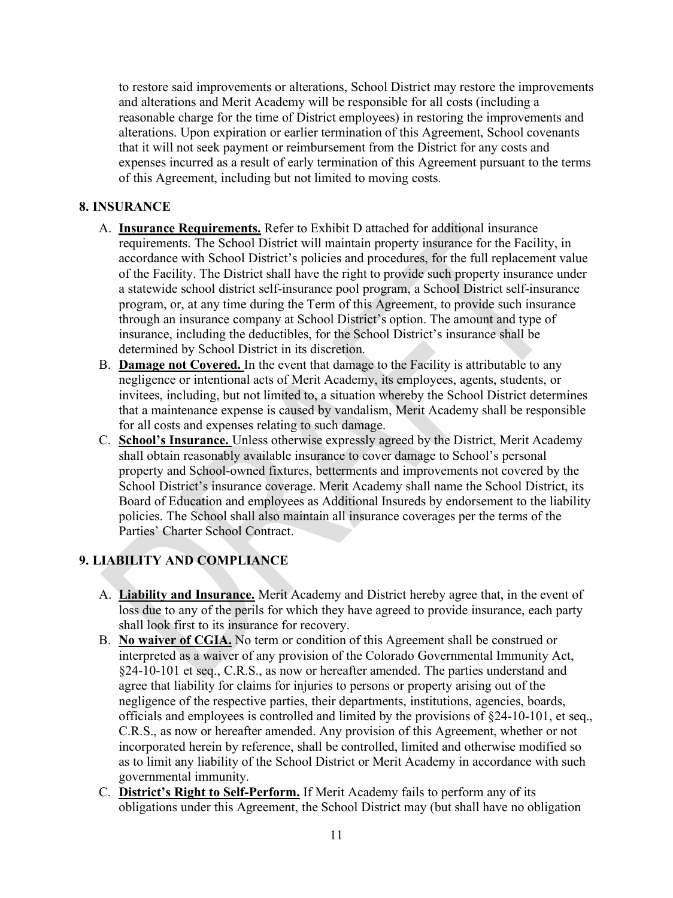to restore said improvements or alterations, School District may restore the improvements and alterations and Merit Academy will be responsible for all costs (including a reasonable charge for the time of District employees) in restoring the improvements and alterations. Upon expiration or earlier termination of this Agreement, School covenants that it will not seek payment or reimbursement from the District for any costs and expenses incurred as a result of early termination of this Agreement pursuant to the terms of this Agreement, including but not limited to moving costs.

## 8. INSURANCE

A. **Insurance Requirements.** Refer to Exhibit D attached for additional insurance requirements. The School District will maintain property insurance for the Facility, in accordance with School District's policies and procedures, for the full replacement value of the Facility. The District shall have the right to provide such property insurance under a statewide school district self-insurance pool program, a School District self-insurance program, or, at any time during the Term of this Agreement, to provide such insurance through an insurance company at School District's option. The amount and type of insurance, including the deductibles, for the School District's insurance shall be determined by School District in its discretion.

B. **Damage not Covered.** In the event that damage to the Facility is attributable to any negligence or intentional acts of Merit Academy, its employees, agents, students, or invitees, including, but not limited to, a situation whereby the School District determines that a maintenance expense is caused by vandalism, Merit Academy shall be responsible for all costs and expenses relating to such damage.

C. **School's Insurance.** Unless otherwise expressly agreed by the District, Merit Academy shall obtain reasonably available insurance to cover damage to School's personal property and School-owned fixtures, betterments and improvements not covered by the School District's insurance coverage. Merit Academy shall name the School District, its Board of Education and employees as Additional Insureds by endorsement to the liability policies. The School shall also maintain all insurance coverages per the terms of the Parties' Charter School Contract.

## 9. LIABILITY AND COMPLIANCE

A. **Liability and Insurance.** Merit Academy and District hereby agree that, in the event of loss due to any of the perils for which they have agreed to provide insurance, each party shall look first to its insurance for recovery.

B. **No waiver of CGIA.** No term or condition of this Agreement shall be construed or interpreted as a waiver of any provision of the Colorado Governmental Immunity Act, §24-10-101 et seq., C.R.S., as now or hereafter amended. The parties understand and agree that liability for claims for injuries to persons or property arising out of the negligence of the respective parties, their departments, institutions, agencies, boards, officials and employees is controlled and limited by the provisions of §24-10-101, et seq., C.R.S., as now or hereafter amended. Any provision of this Agreement, whether or not incorporated herein by reference, shall be controlled, limited and otherwise modified so as to limit any liability of the School District or Merit Academy in accordance with such governmental immunity.

C. **District's Right to Self-Perform.** If Merit Academy fails to perform any of its obligations under this Agreement, the School District may (but shall have no obligation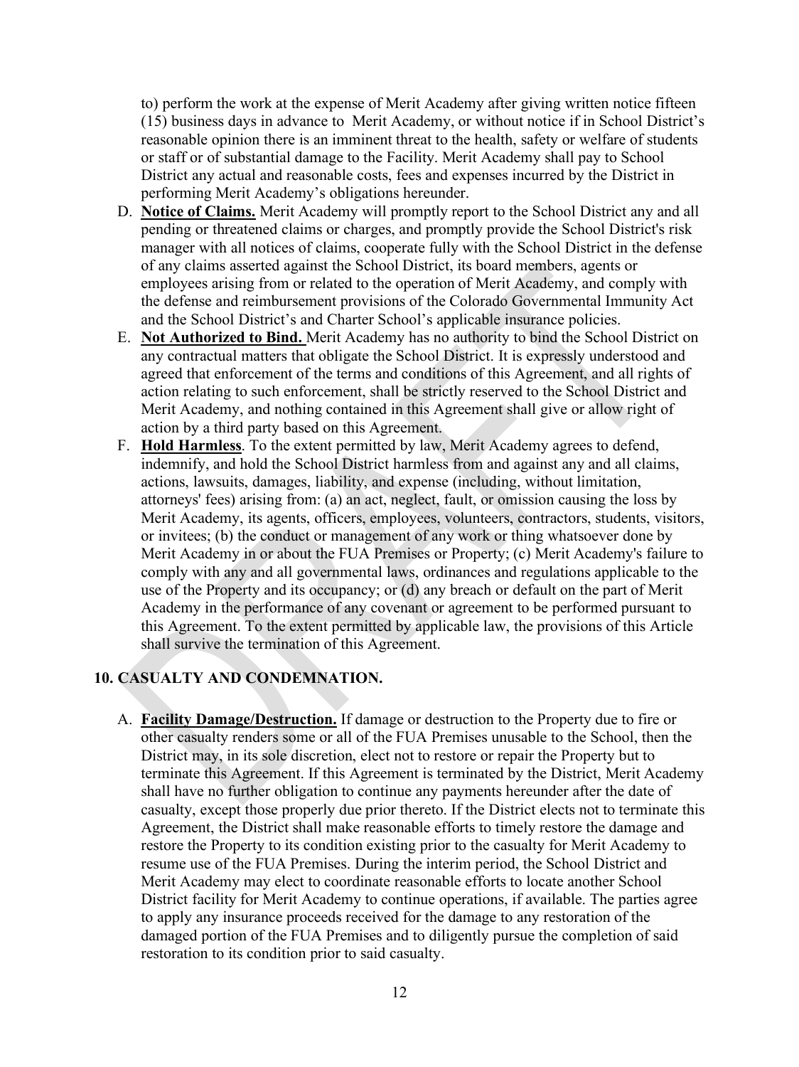to) perform the work at the expense of Merit Academy after giving written notice fifteen (15) business days in advance to Merit Academy, or without notice if in School District's reasonable opinion there is an imminent threat to the health, safety or welfare of students or staff or of substantial damage to the Facility. Merit Academy shall pay to School District any actual and reasonable costs, fees and expenses incurred by the District in performing Merit Academy's obligations hereunder.

D. **Notice of Claims.** Merit Academy will promptly report to the School District any and all pending or threatened claims or charges, and promptly provide the School District's risk manager with all notices of claims, cooperate fully with the School District in the defense of any claims asserted against the School District, its board members, agents or employees arising from or related to the operation of Merit Academy, and comply with the defense and reimbursement provisions of the Colorado Governmental Immunity Act and the School District's and Charter School's applicable insurance policies.

E. **Not Authorized to Bind.** Merit Academy has no authority to bind the School District on any contractual matters that obligate the School District. It is expressly understood and agreed that enforcement of the terms and conditions of this Agreement, and all rights of action relating to such enforcement, shall be strictly reserved to the School District and Merit Academy, and nothing contained in this Agreement shall give or allow right of action by a third party based on this Agreement.

F. **Hold Harmless**. To the extent permitted by law, Merit Academy agrees to defend, indemnify, and hold the School District harmless from and against any and all claims, actions, lawsuits, damages, liability, and expense (including, without limitation, attorneys' fees) arising from: (a) an act, neglect, fault, or omission causing the loss by Merit Academy, its agents, officers, employees, volunteers, contractors, students, visitors, or invitees; (b) the conduct or management of any work or thing whatsoever done by Merit Academy in or about the FUA Premises or Property; (c) Merit Academy's failure to comply with any and all governmental laws, ordinances and regulations applicable to the use of the Property and its occupancy; or (d) any breach or default on the part of Merit Academy in the performance of any covenant or agreement to be performed pursuant to this Agreement. To the extent permitted by applicable law, the provisions of this Article shall survive the termination of this Agreement.

## 10. CASUALTY AND CONDEMNATION.

A. **Facility Damage/Destruction.** If damage or destruction to the Property due to fire or other casualty renders some or all of the FUA Premises unusable to the School, then the District may, in its sole discretion, elect not to restore or repair the Property but to terminate this Agreement. If this Agreement is terminated by the District, Merit Academy shall have no further obligation to continue any payments hereunder after the date of casualty, except those properly due prior thereto. If the District elects not to terminate this Agreement, the District shall make reasonable efforts to timely restore the damage and restore the Property to its condition existing prior to the casualty for Merit Academy to resume use of the FUA Premises. During the interim period, the School District and Merit Academy may elect to coordinate reasonable efforts to locate another School District facility for Merit Academy to continue operations, if available. The parties agree to apply any insurance proceeds received for the damage to any restoration of the damaged portion of the FUA Premises and to diligently pursue the completion of said restoration to its condition prior to said casualty.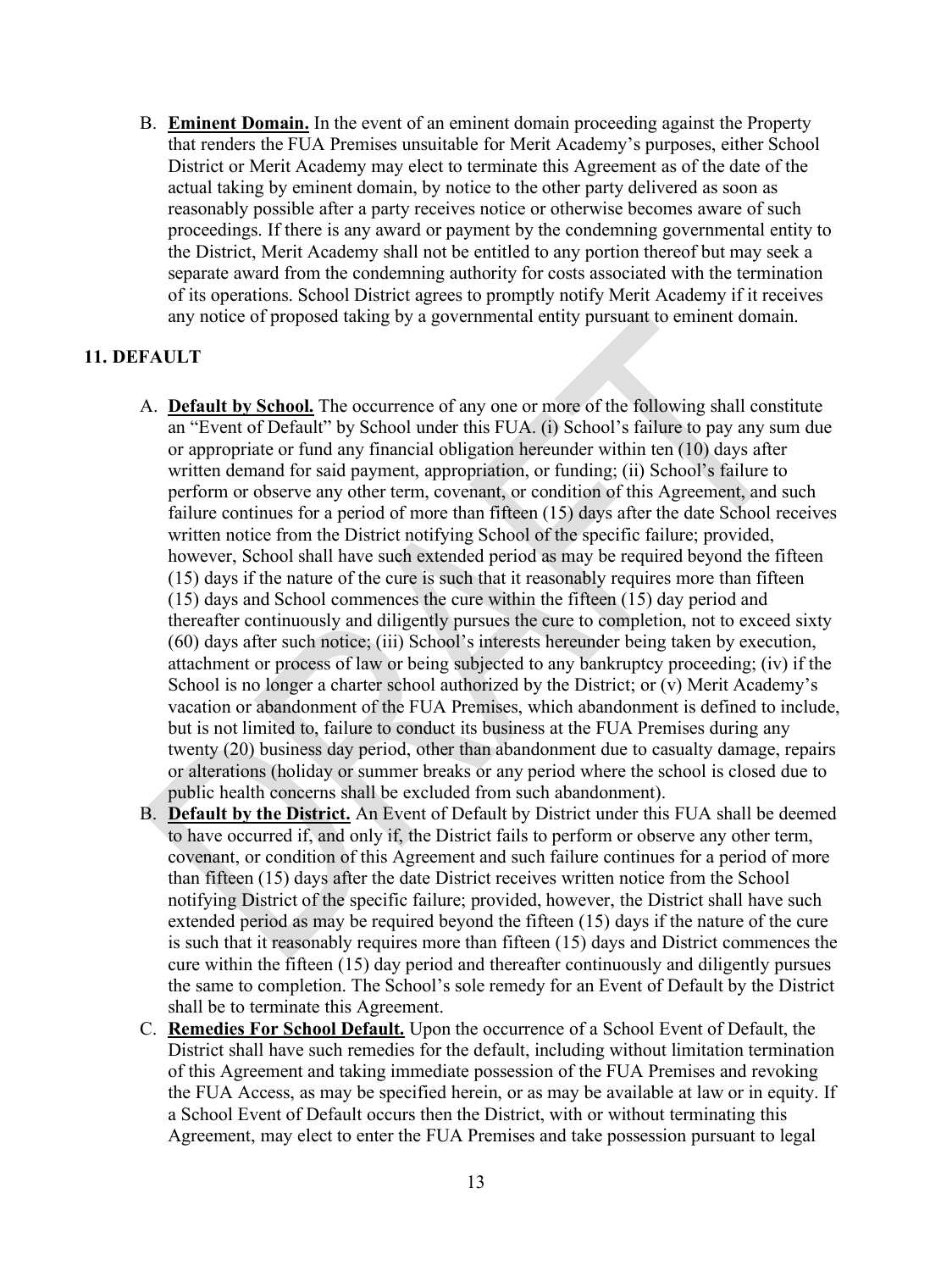B. **Eminent Domain.** In the event of an eminent domain proceeding against the Property that renders the FUA Premises unsuitable for Merit Academy's purposes, either School District or Merit Academy may elect to terminate this Agreement as of the date of the actual taking by eminent domain, by notice to the other party delivered as soon as reasonably possible after a party receives notice or otherwise becomes aware of such proceedings. If there is any award or payment by the condemning governmental entity to the District, Merit Academy shall not be entitled to any portion thereof but may seek a separate award from the condemning authority for costs associated with the termination of its operations. School District agrees to promptly notify Merit Academy if it receives any notice of proposed taking by a governmental entity pursuant to eminent domain.

## 11. DEFAULT

A. **Default by School.** The occurrence of any one or more of the following shall constitute an "Event of Default" by School under this FUA. (i) School's failure to pay any sum due or appropriate or fund any financial obligation hereunder within ten (10) days after written demand for said payment, appropriation, or funding; (ii) School's failure to perform or observe any other term, covenant, or condition of this Agreement, and such failure continues for a period of more than fifteen (15) days after the date School receives written notice from the District notifying School of the specific failure; provided, however, School shall have such extended period as may be required beyond the fifteen (15) days if the nature of the cure is such that it reasonably requires more than fifteen (15) days and School commences the cure within the fifteen (15) day period and thereafter continuously and diligently pursues the cure to completion, not to exceed sixty (60) days after such notice; (iii) School's interests hereunder being taken by execution, attachment or process of law or being subjected to any bankruptcy proceeding; (iv) if the School is no longer a charter school authorized by the District; or (v) Merit Academy's vacation or abandonment of the FUA Premises, which abandonment is defined to include, but is not limited to, failure to conduct its business at the FUA Premises during any twenty (20) business day period, other than abandonment due to casualty damage, repairs or alterations (holiday or summer breaks or any period where the school is closed due to public health concerns shall be excluded from such abandonment).

B. **Default by the District.** An Event of Default by District under this FUA shall be deemed to have occurred if, and only if, the District fails to perform or observe any other term, covenant, or condition of this Agreement and such failure continues for a period of more than fifteen (15) days after the date District receives written notice from the School notifying District of the specific failure; provided, however, the District shall have such extended period as may be required beyond the fifteen (15) days if the nature of the cure is such that it reasonably requires more than fifteen (15) days and District commences the cure within the fifteen (15) day period and thereafter continuously and diligently pursues the same to completion. The School's sole remedy for an Event of Default by the District shall be to terminate this Agreement.

C. **Remedies For School Default.** Upon the occurrence of a School Event of Default, the District shall have such remedies for the default, including without limitation termination of this Agreement and taking immediate possession of the FUA Premises and revoking the FUA Access, as may be specified herein, or as may be available at law or in equity. If a School Event of Default occurs then the District, with or without terminating this Agreement, may elect to enter the FUA Premises and take possession pursuant to legal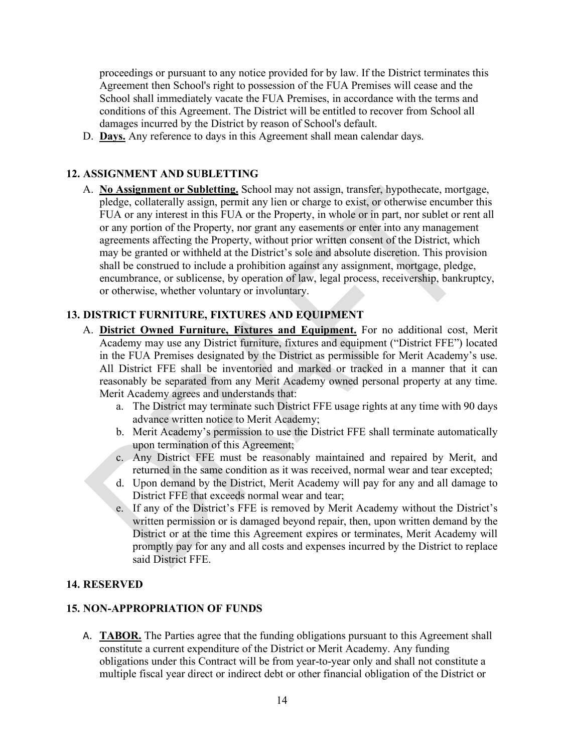proceedings or pursuant to any notice provided for by law. If the District terminates this Agreement then School's right to possession of the FUA Premises will cease and the School shall immediately vacate the FUA Premises, in accordance with the terms and conditions of this Agreement. The District will be entitled to recover from School all damages incurred by the District by reason of School's default.

D. **Days.** Any reference to days in this Agreement shall mean calendar days.

## 12. ASSIGNMENT AND SUBLETTING

A. **No Assignment or Subletting.** School may not assign, transfer, hypothecate, mortgage, pledge, collaterally assign, permit any lien or charge to exist, or otherwise encumber this FUA or any interest in this FUA or the Property, in whole or in part, nor sublet or rent all or any portion of the Property, nor grant any easements or enter into any management agreements affecting the Property, without prior written consent of the District, which may be granted or withheld at the District's sole and absolute discretion. This provision shall be construed to include a prohibition against any assignment, mortgage, pledge, encumbrance, or sublicense, by operation of law, legal process, receivership, bankruptcy, or otherwise, whether voluntary or involuntary.

## 13. DISTRICT FURNITURE, FIXTURES AND EQUIPMENT

A. **District Owned Furniture, Fixtures and Equipment.** For no additional cost, Merit Academy may use any District furniture, fixtures and equipment ("District FFE") located in the FUA Premises designated by the District as permissible for Merit Academy's use. All District FFE shall be inventoried and marked or tracked in a manner that it can reasonably be separated from any Merit Academy owned personal property at any time. Merit Academy agrees and understands that:

   a. The District may terminate such District FFE usage rights at any time with 90 days advance written notice to Merit Academy;
   b. Merit Academy's permission to use the District FFE shall terminate automatically upon termination of this Agreement;
   c. Any District FFE must be reasonably maintained and repaired by Merit, and returned in the same condition as it was received, normal wear and tear excepted;
   d. Upon demand by the District, Merit Academy will pay for any and all damage to District FFE that exceeds normal wear and tear;
   e. If any of the District's FFE is removed by Merit Academy without the District's written permission or is damaged beyond repair, then, upon written demand by the District or at the time this Agreement expires or terminates, Merit Academy will promptly pay for any and all costs and expenses incurred by the District to replace said District FFE.

## 14. RESERVED

## 15. NON-APPROPRIATION OF FUNDS

A. **TABOR.** The Parties agree that the funding obligations pursuant to this Agreement shall constitute a current expenditure of the District or Merit Academy. Any funding obligations under this Contract will be from year-to-year only and shall not constitute a multiple fiscal year direct or indirect debt or other financial obligation of the District or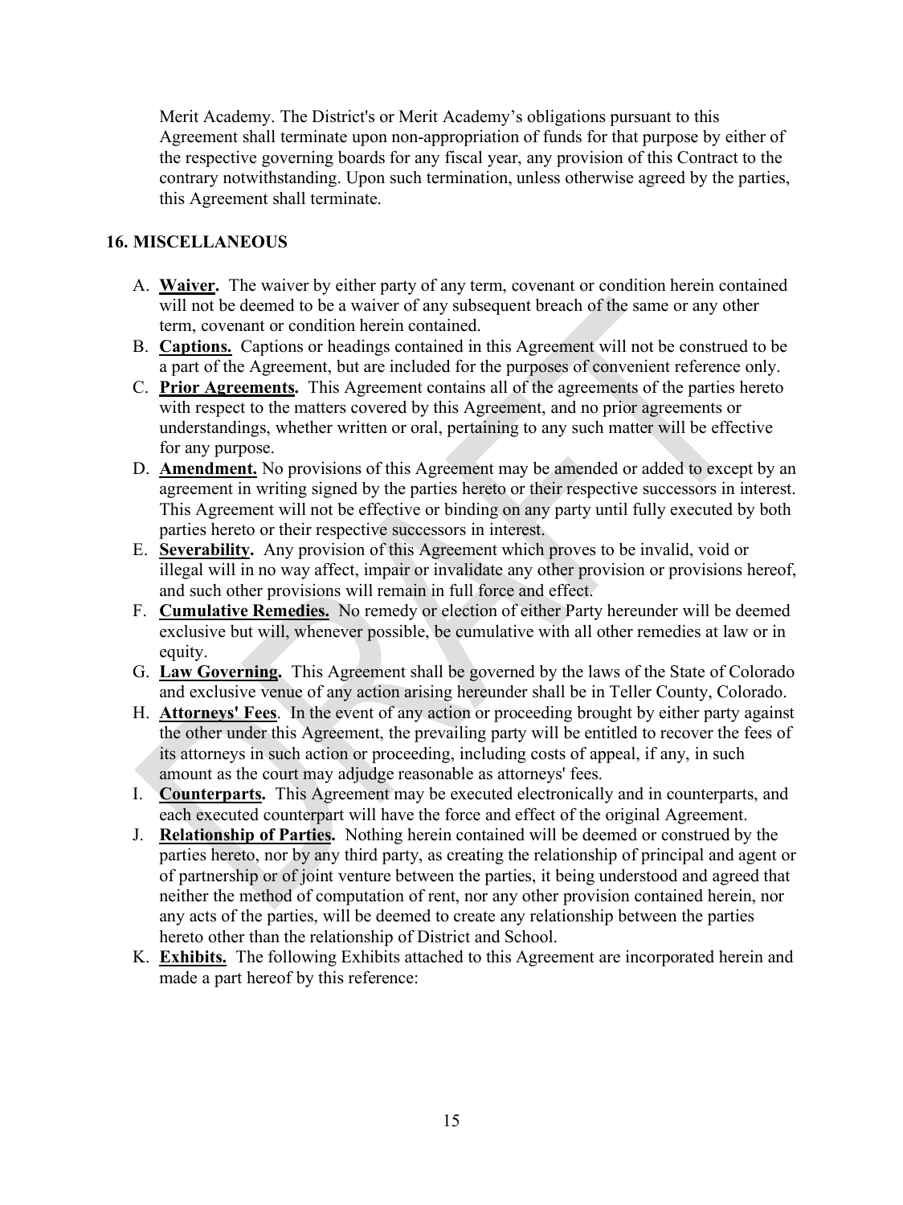Merit Academy. The District's or Merit Academy's obligations pursuant to this Agreement shall terminate upon non-appropriation of funds for that purpose by either of the respective governing boards for any fiscal year, any provision of this Contract to the contrary notwithstanding. Upon such termination, unless otherwise agreed by the parties, this Agreement shall terminate.

## 16. MISCELLANEOUS

A. **Waiver.** The waiver by either party of any term, covenant or condition herein contained will not be deemed to be a waiver of any subsequent breach of the same or any other term, covenant or condition herein contained.

B. **Captions.** Captions or headings contained in this Agreement will not be construed to be a part of the Agreement, but are included for the purposes of convenient reference only.

C. **Prior Agreements.** This Agreement contains all of the agreements of the parties hereto with respect to the matters covered by this Agreement, and no prior agreements or understandings, whether written or oral, pertaining to any such matter will be effective for any purpose.

D. **Amendment.** No provisions of this Agreement may be amended or added to except by an agreement in writing signed by the parties hereto or their respective successors in interest. This Agreement will not be effective or binding on any party until fully executed by both parties hereto or their respective successors in interest.

E. **Severability.** Any provision of this Agreement which proves to be invalid, void or illegal will in no way affect, impair or invalidate any other provision or provisions hereof, and such other provisions will remain in full force and effect.

F. **Cumulative Remedies.** No remedy or election of either Party hereunder will be deemed exclusive but will, whenever possible, be cumulative with all other remedies at law or in equity.

G. **Law Governing.** This Agreement shall be governed by the laws of the State of Colorado and exclusive venue of any action arising hereunder shall be in Teller County, Colorado.

H. **Attorneys' Fees**. In the event of any action or proceeding brought by either party against the other under this Agreement, the prevailing party will be entitled to recover the fees of its attorneys in such action or proceeding, including costs of appeal, if any, in such amount as the court may adjudge reasonable as attorneys' fees.

I. **Counterparts.** This Agreement may be executed electronically and in counterparts, and each executed counterpart will have the force and effect of the original Agreement.

J. **Relationship of Parties.** Nothing herein contained will be deemed or construed by the parties hereto, nor by any third party, as creating the relationship of principal and agent or of partnership or of joint venture between the parties, it being understood and agreed that neither the method of computation of rent, nor any other provision contained herein, nor any acts of the parties, will be deemed to create any relationship between the parties hereto other than the relationship of District and School.

K. **Exhibits.** The following Exhibits attached to this Agreement are incorporated herein and made a part hereof by this reference: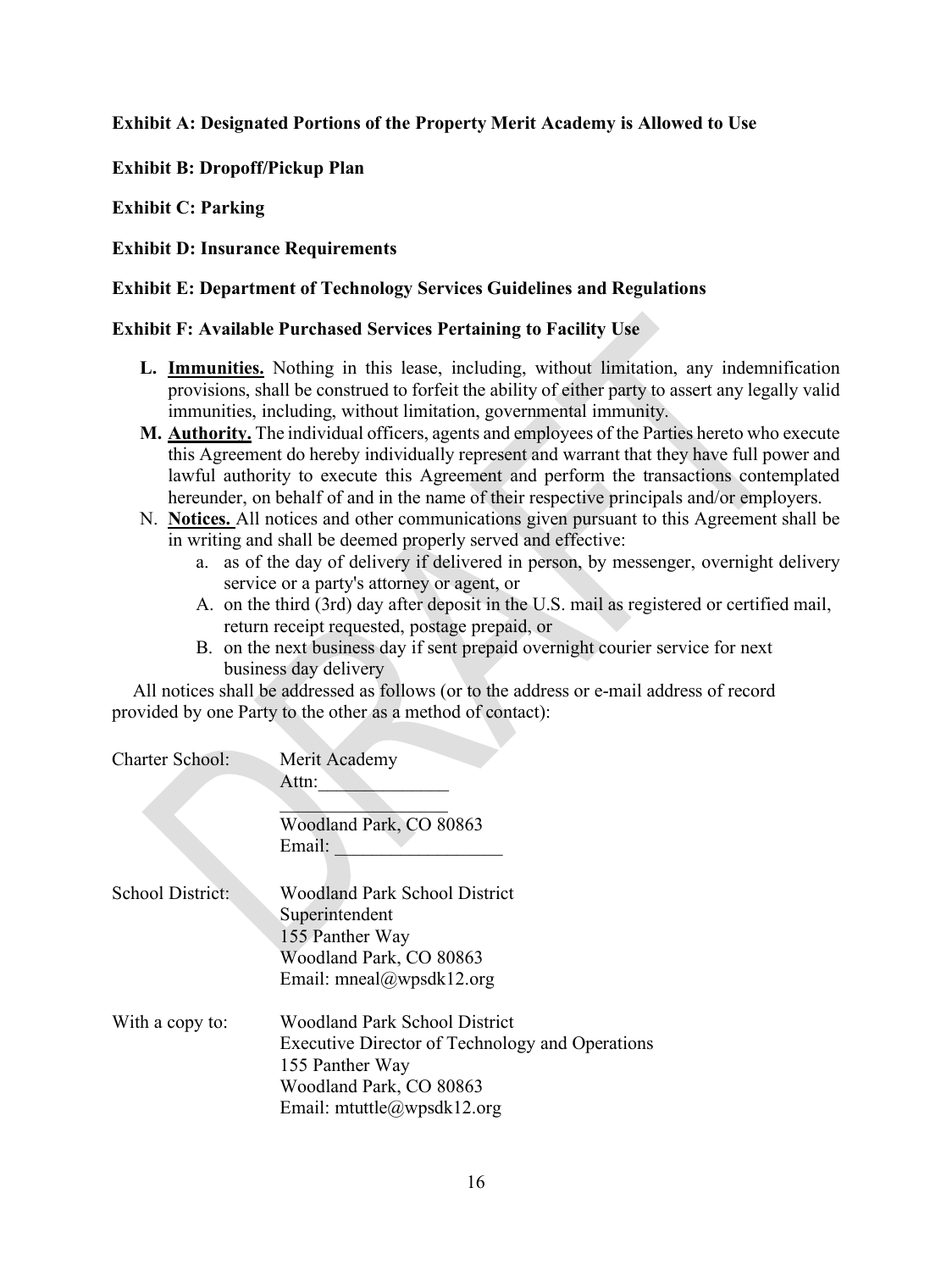**Exhibit A: Designated Portions of the Property Merit Academy is Allowed to Use**

**Exhibit B: Dropoff/Pickup Plan**

**Exhibit C: Parking**

**Exhibit D: Insurance Requirements**

**Exhibit E: Department of Technology Services Guidelines and Regulations**

**Exhibit F: Available Purchased Services Pertaining to Facility Use**

**L. Immunities.** Nothing in this lease, including, without limitation, any indemnification provisions, shall be construed to forfeit the ability of either party to assert any legally valid immunities, including, without limitation, governmental immunity.

**M. Authority.** The individual officers, agents and employees of the Parties hereto who execute this Agreement do hereby individually represent and warrant that they have full power and lawful authority to execute this Agreement and perform the transactions contemplated hereunder, on behalf of and in the name of their respective principals and/or employers.

N. **Notices.** All notices and other communications given pursuant to this Agreement shall be in writing and shall be deemed properly served and effective:

a. as of the day of delivery if delivered in person, by messenger, overnight delivery service or a party's attorney or agent, or

A. on the third (3rd) day after deposit in the U.S. mail as registered or certified mail, return receipt requested, postage prepaid, or

B. on the next business day if sent prepaid overnight courier service for next business day delivery

All notices shall be addressed as follows (or to the address or e-mail address of record provided by one Party to the other as a method of contact):

Charter School: Merit Academy
Attn:______________
__________________
Woodland Park, CO 80863
Email: __________________

School District: Woodland Park School District
Superintendent
155 Panther Way
Woodland Park, CO 80863
Email: mneal@wpsdk12.org

With a copy to: Woodland Park School District
Executive Director of Technology and Operations
155 Panther Way
Woodland Park, CO 80863
Email: mtuttle@wpsdk12.org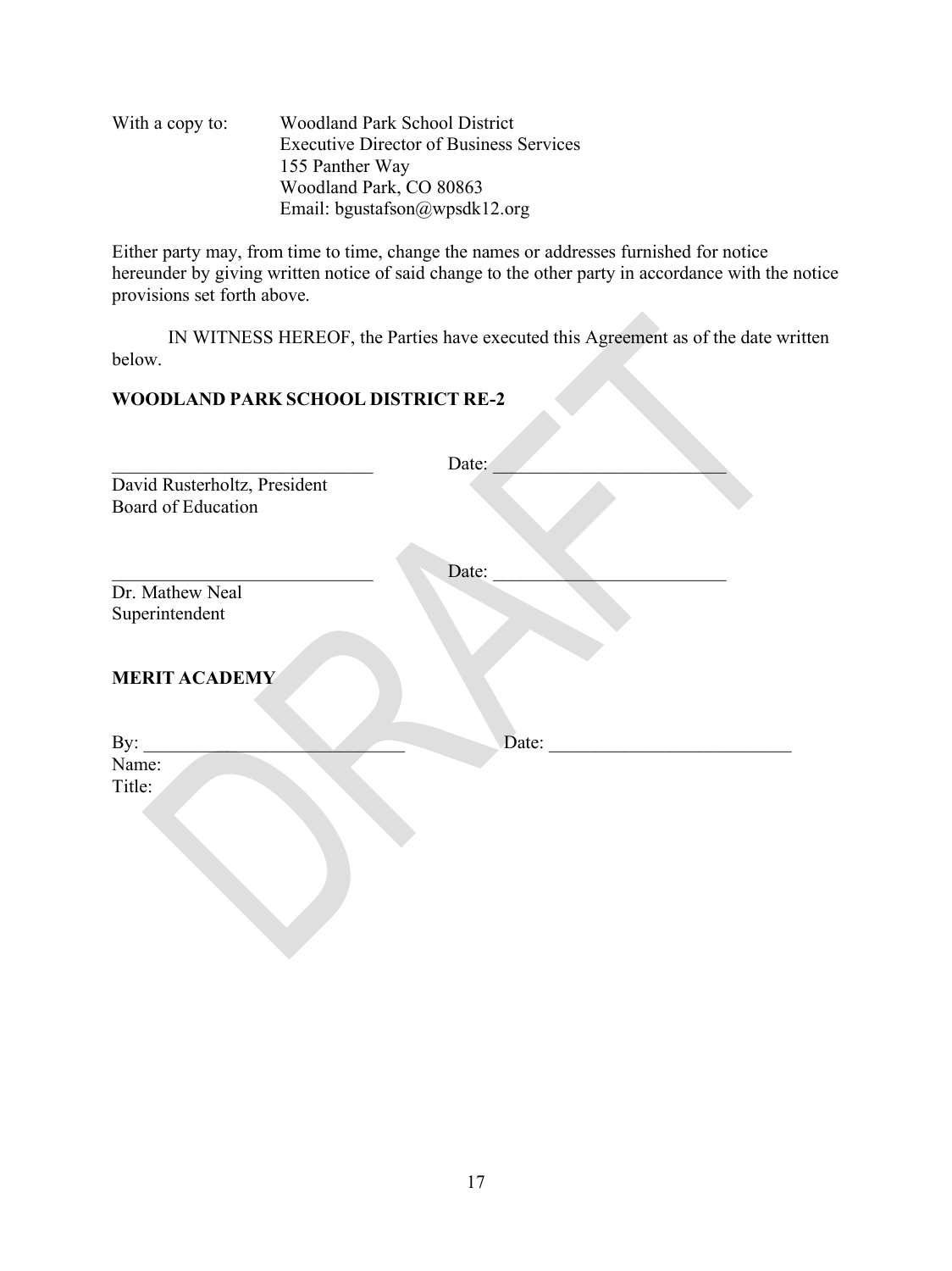With a copy to: Woodland Park School District
Executive Director of Business Services
155 Panther Way
Woodland Park, CO 80863
Email: bgustafson@wpsdk12.org

Either party may, from time to time, change the names or addresses furnished for notice hereunder by giving written notice of said change to the other party in accordance with the notice provisions set forth above.

IN WITNESS HEREOF, the Parties have executed this Agreement as of the date written below.

**WOODLAND PARK SCHOOL DISTRICT RE-2**

_____________________________ Date: __________________________
David Rusterholtz, President
Board of Education

_____________________________ Date: __________________________
Dr. Mathew Neal
Superintendent

**MERIT ACADEMY**

By: _____________________________ Date: __________________________
Name:
Title: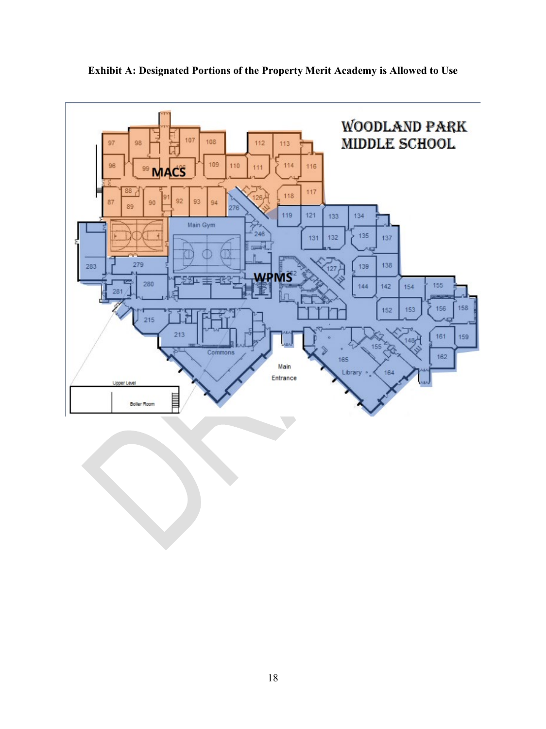**Exhibit A: Designated Portions of the Property Merit Academy is Allowed to Use**

WOODLAND PARK MIDDLE SCHOOL

MACS

WPMS

97 98 107 108 112 113 96 99 109 110 111 114 116 88 87 89 90 91 92 93 94 126 118 117 276 119 121 133 134 Main Gym 246 131 132 135 137 283 279 127 139 138 280 144 142 154 155 281 152 153 156 158 215 213 148 161 159 155 Commons 165 162 Main Entrance Library 164

Upper Level

Boiler Room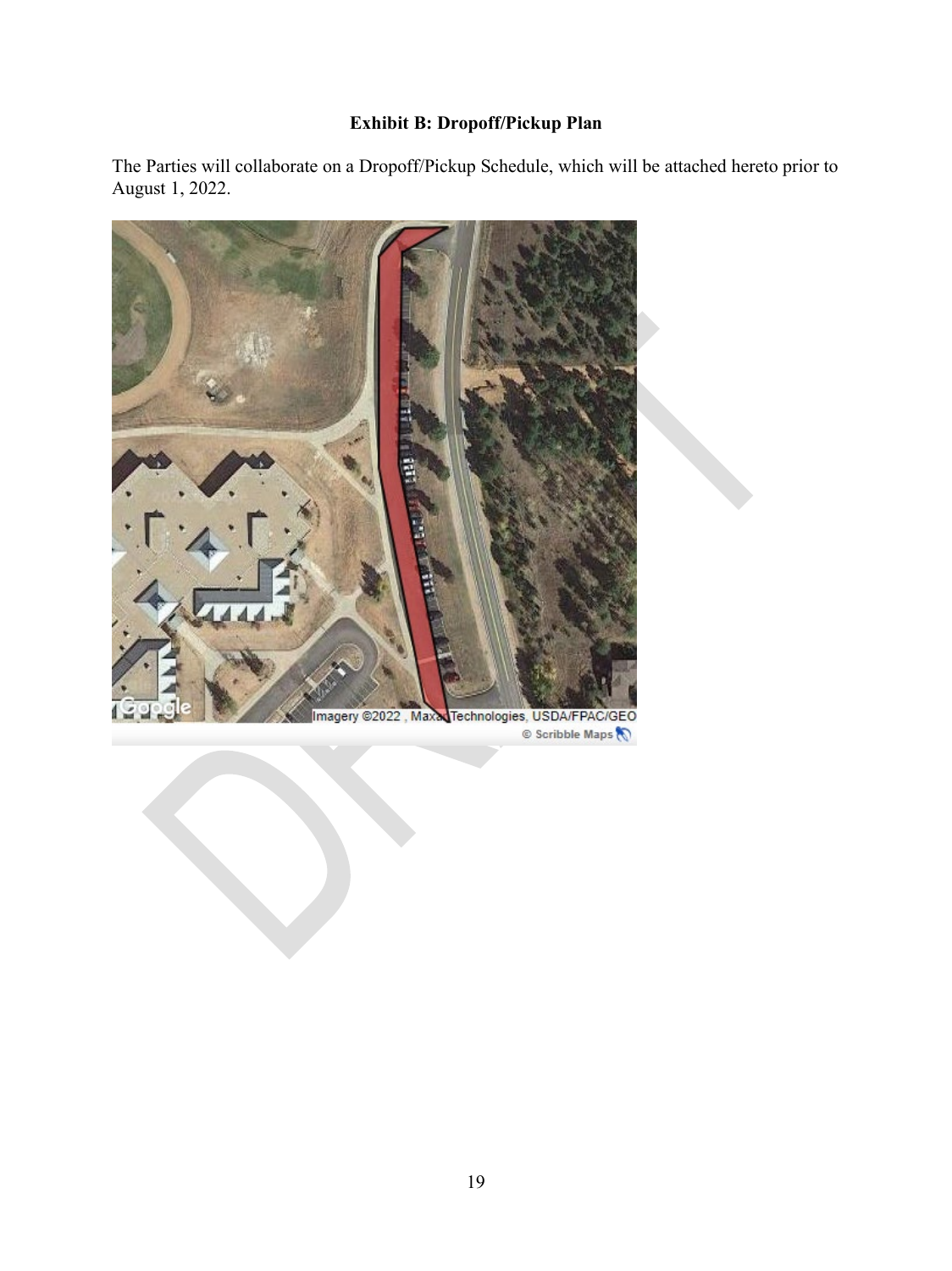**Exhibit B: Dropoff/Pickup Plan**

The Parties will collaborate on a Dropoff/Pickup Schedule, which will be attached hereto prior to August 1, 2022.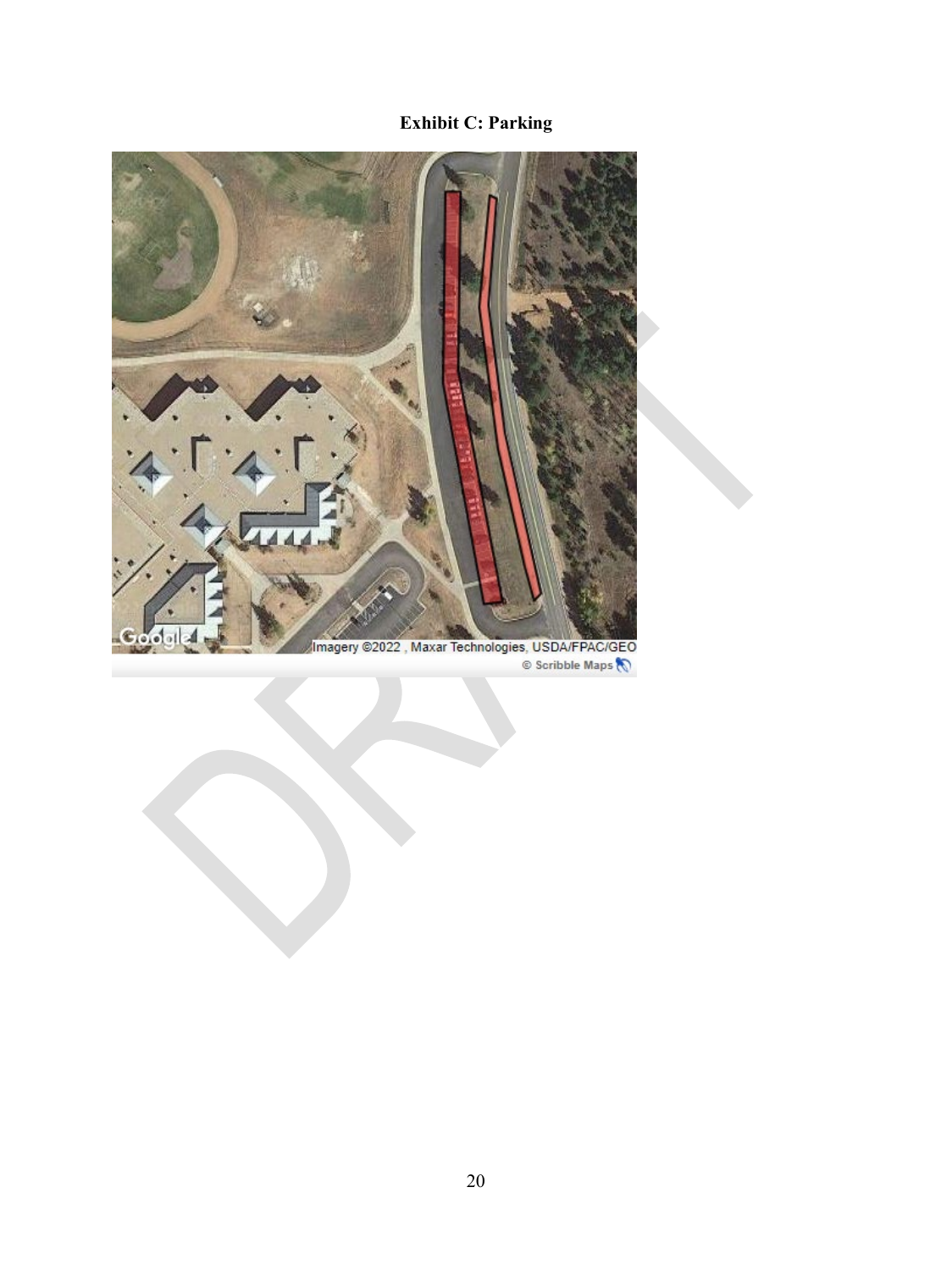**Exhibit C: Parking**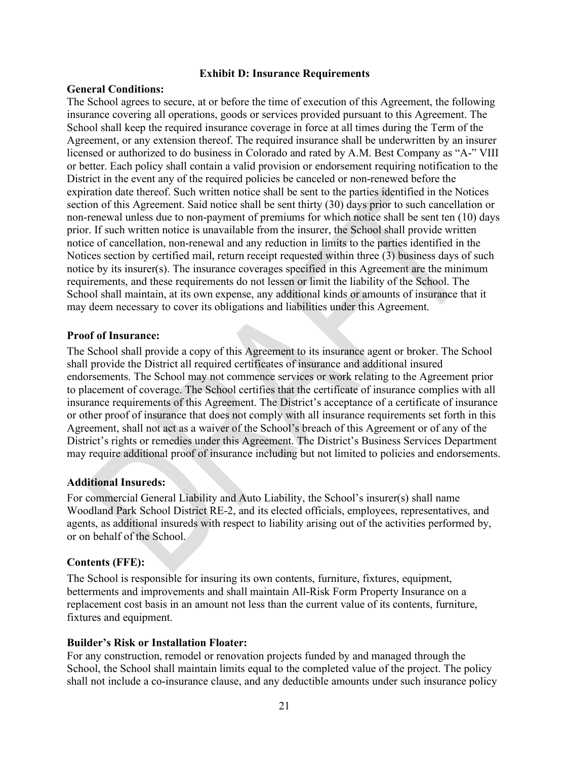## Exhibit D: Insurance Requirements

**General Conditions:**

The School agrees to secure, at or before the time of execution of this Agreement, the following insurance covering all operations, goods or services provided pursuant to this Agreement. The School shall keep the required insurance coverage in force at all times during the Term of the Agreement, or any extension thereof. The required insurance shall be underwritten by an insurer licensed or authorized to do business in Colorado and rated by A.M. Best Company as "A-" VIII or better. Each policy shall contain a valid provision or endorsement requiring notification to the District in the event any of the required policies be canceled or non-renewed before the expiration date thereof. Such written notice shall be sent to the parties identified in the Notices section of this Agreement. Said notice shall be sent thirty (30) days prior to such cancellation or non-renewal unless due to non-payment of premiums for which notice shall be sent ten (10) days prior. If such written notice is unavailable from the insurer, the School shall provide written notice of cancellation, non-renewal and any reduction in limits to the parties identified in the Notices section by certified mail, return receipt requested within three (3) business days of such notice by its insurer(s). The insurance coverages specified in this Agreement are the minimum requirements, and these requirements do not lessen or limit the liability of the School. The School shall maintain, at its own expense, any additional kinds or amounts of insurance that it may deem necessary to cover its obligations and liabilities under this Agreement.

**Proof of Insurance:**

The School shall provide a copy of this Agreement to its insurance agent or broker. The School shall provide the District all required certificates of insurance and additional insured endorsements. The School may not commence services or work relating to the Agreement prior to placement of coverage. The School certifies that the certificate of insurance complies with all insurance requirements of this Agreement. The District's acceptance of a certificate of insurance or other proof of insurance that does not comply with all insurance requirements set forth in this Agreement, shall not act as a waiver of the School's breach of this Agreement or of any of the District's rights or remedies under this Agreement. The District's Business Services Department may require additional proof of insurance including but not limited to policies and endorsements.

**Additional Insureds:**

For commercial General Liability and Auto Liability, the School's insurer(s) shall name Woodland Park School District RE-2, and its elected officials, employees, representatives, and agents, as additional insureds with respect to liability arising out of the activities performed by, or on behalf of the School.

**Contents (FFE):**

The School is responsible for insuring its own contents, furniture, fixtures, equipment, betterments and improvements and shall maintain All-Risk Form Property Insurance on a replacement cost basis in an amount not less than the current value of its contents, furniture, fixtures and equipment.

**Builder's Risk or Installation Floater:**

For any construction, remodel or renovation projects funded by and managed through the School, the School shall maintain limits equal to the completed value of the project. The policy shall not include a co-insurance clause, and any deductible amounts under such insurance policy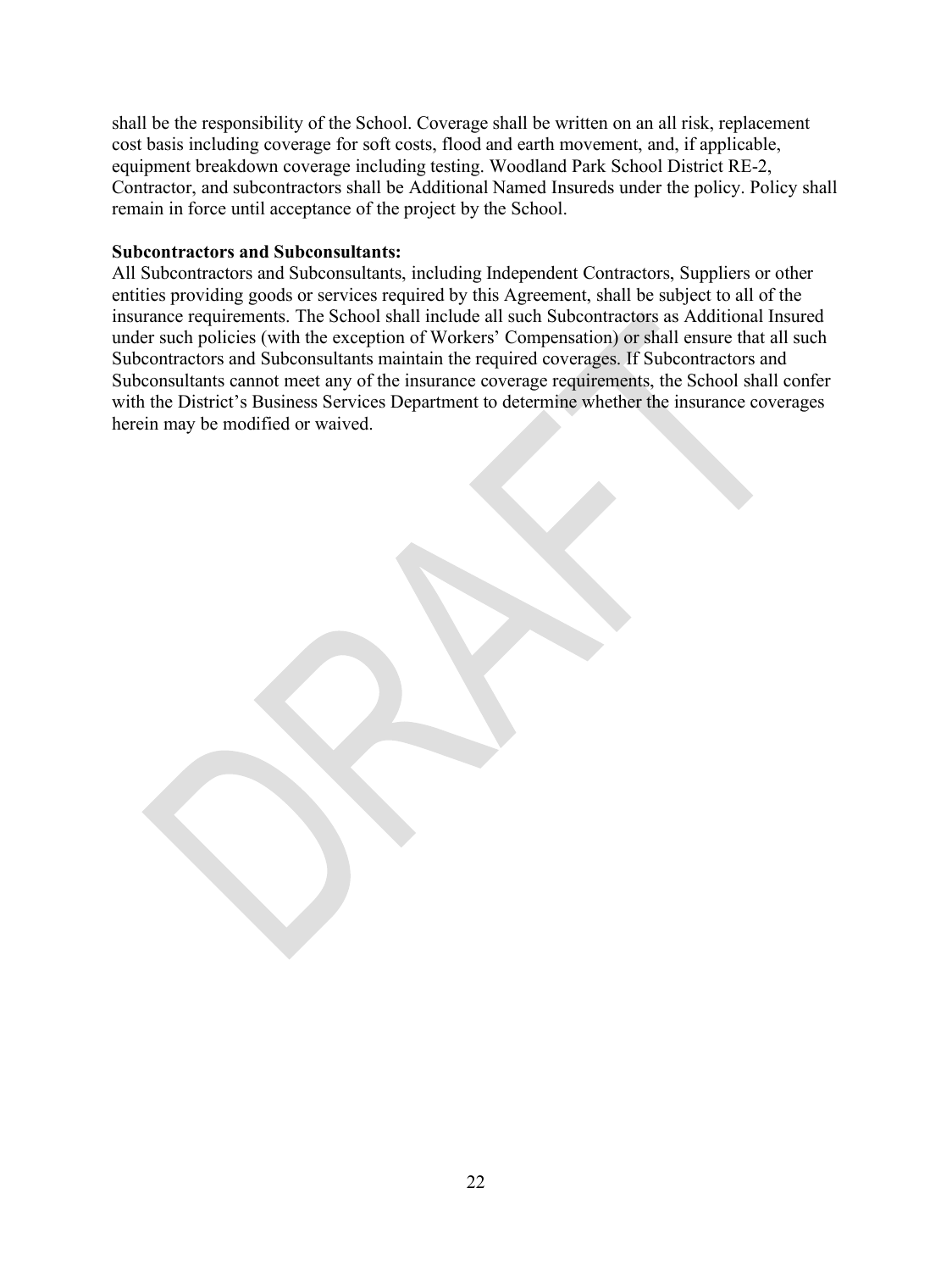shall be the responsibility of the School. Coverage shall be written on an all risk, replacement cost basis including coverage for soft costs, flood and earth movement, and, if applicable, equipment breakdown coverage including testing. Woodland Park School District RE-2, Contractor, and subcontractors shall be Additional Named Insureds under the policy. Policy shall remain in force until acceptance of the project by the School.

**Subcontractors and Subconsultants:**

All Subcontractors and Subconsultants, including Independent Contractors, Suppliers or other entities providing goods or services required by this Agreement, shall be subject to all of the insurance requirements. The School shall include all such Subcontractors as Additional Insured under such policies (with the exception of Workers' Compensation) or shall ensure that all such Subcontractors and Subconsultants maintain the required coverages. If Subcontractors and Subconsultants cannot meet any of the insurance coverage requirements, the School shall confer with the District's Business Services Department to determine whether the insurance coverages herein may be modified or waived.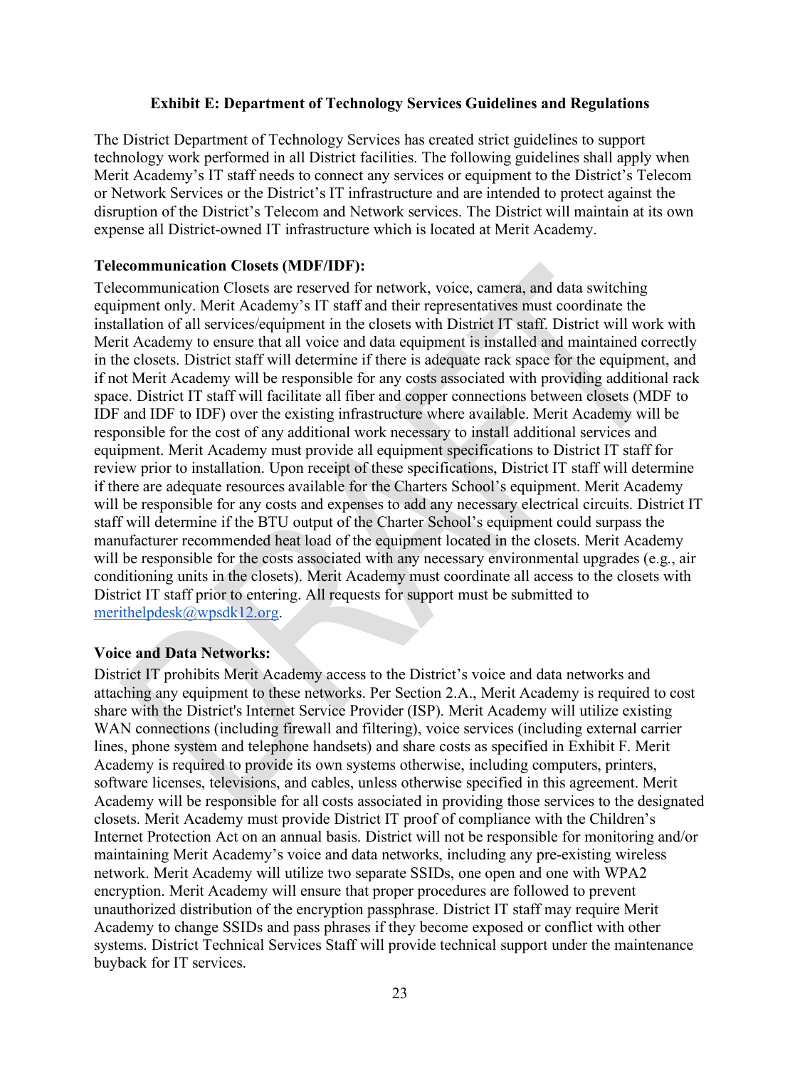**Exhibit E: Department of Technology Services Guidelines and Regulations**

The District Department of Technology Services has created strict guidelines to support technology work performed in all District facilities. The following guidelines shall apply when Merit Academy's IT staff needs to connect any services or equipment to the District's Telecom or Network Services or the District's IT infrastructure and are intended to protect against the disruption of the District's Telecom and Network services. The District will maintain at its own expense all District-owned IT infrastructure which is located at Merit Academy.

**Telecommunication Closets (MDF/IDF):**

Telecommunication Closets are reserved for network, voice, camera, and data switching equipment only. Merit Academy's IT staff and their representatives must coordinate the installation of all services/equipment in the closets with District IT staff. District will work with Merit Academy to ensure that all voice and data equipment is installed and maintained correctly in the closets. District staff will determine if there is adequate rack space for the equipment, and if not Merit Academy will be responsible for any costs associated with providing additional rack space. District IT staff will facilitate all fiber and copper connections between closets (MDF to IDF and IDF to IDF) over the existing infrastructure where available. Merit Academy will be responsible for the cost of any additional work necessary to install additional services and equipment. Merit Academy must provide all equipment specifications to District IT staff for review prior to installation. Upon receipt of these specifications, District IT staff will determine if there are adequate resources available for the Charters School's equipment. Merit Academy will be responsible for any costs and expenses to add any necessary electrical circuits. District IT staff will determine if the BTU output of the Charter School's equipment could surpass the manufacturer recommended heat load of the equipment located in the closets. Merit Academy will be responsible for the costs associated with any necessary environmental upgrades (e.g., air conditioning units in the closets). Merit Academy must coordinate all access to the closets with District IT staff prior to entering. All requests for support must be submitted to merithelpdesk@wpsdk12.org.

**Voice and Data Networks:**

District IT prohibits Merit Academy access to the District's voice and data networks and attaching any equipment to these networks. Per Section 2.A., Merit Academy is required to cost share with the District's Internet Service Provider (ISP). Merit Academy will utilize existing WAN connections (including firewall and filtering), voice services (including external carrier lines, phone system and telephone handsets) and share costs as specified in Exhibit F. Merit Academy is required to provide its own systems otherwise, including computers, printers, software licenses, televisions, and cables, unless otherwise specified in this agreement. Merit Academy will be responsible for all costs associated in providing those services to the designated closets. Merit Academy must provide District IT proof of compliance with the Children's Internet Protection Act on an annual basis. District will not be responsible for monitoring and/or maintaining Merit Academy's voice and data networks, including any pre-existing wireless network. Merit Academy will utilize two separate SSIDs, one open and one with WPA2 encryption. Merit Academy will ensure that proper procedures are followed to prevent unauthorized distribution of the encryption passphrase. District IT staff may require Merit Academy to change SSIDs and pass phrases if they become exposed or conflict with other systems. District Technical Services Staff will provide technical support under the maintenance buyback for IT services.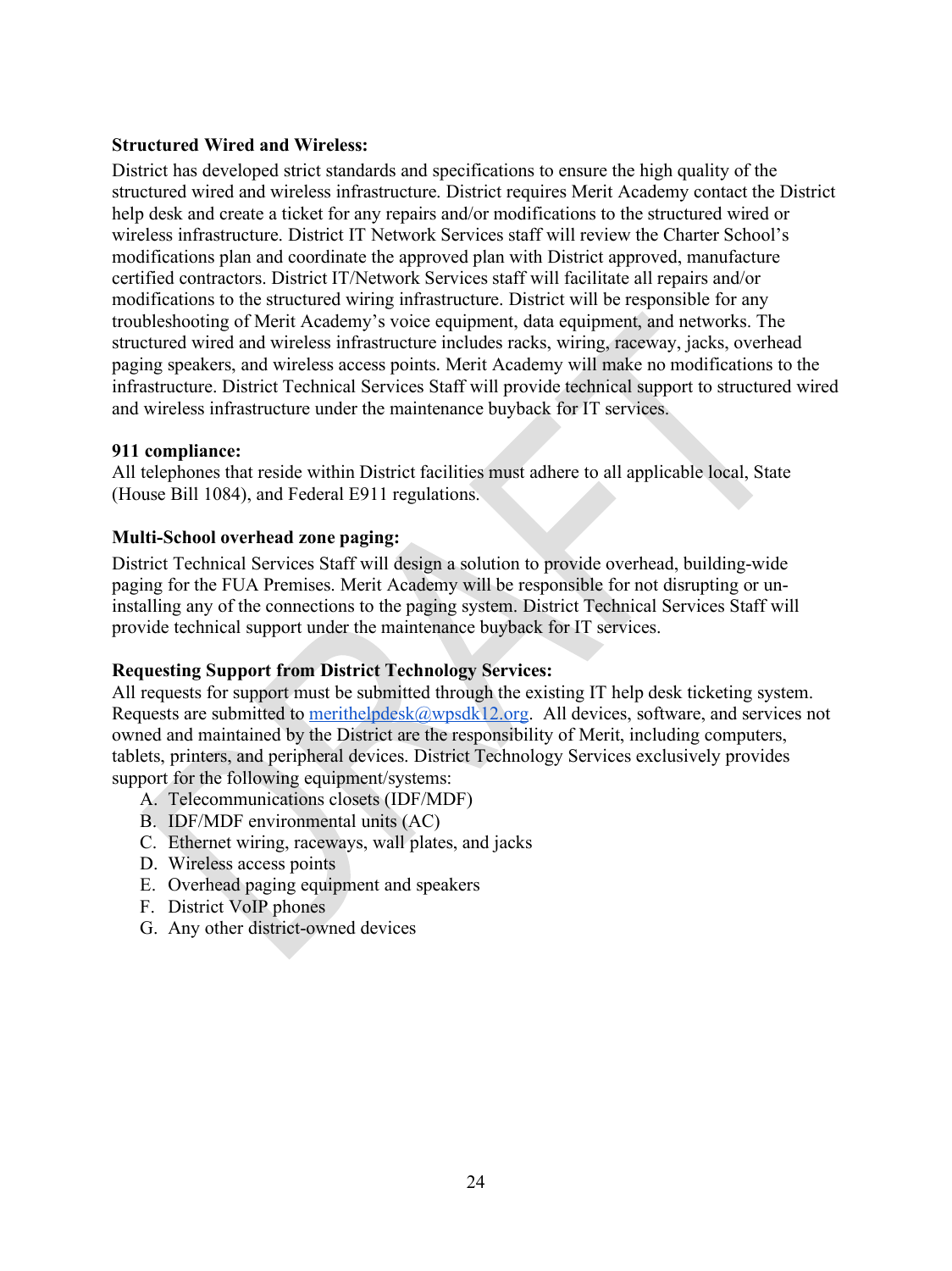**Structured Wired and Wireless:**
District has developed strict standards and specifications to ensure the high quality of the structured wired and wireless infrastructure. District requires Merit Academy contact the District help desk and create a ticket for any repairs and/or modifications to the structured wired or wireless infrastructure. District IT Network Services staff will review the Charter School's modifications plan and coordinate the approved plan with District approved, manufacture certified contractors. District IT/Network Services staff will facilitate all repairs and/or modifications to the structured wiring infrastructure. District will be responsible for any troubleshooting of Merit Academy's voice equipment, data equipment, and networks. The structured wired and wireless infrastructure includes racks, wiring, raceway, jacks, overhead paging speakers, and wireless access points. Merit Academy will make no modifications to the infrastructure. District Technical Services Staff will provide technical support to structured wired and wireless infrastructure under the maintenance buyback for IT services.

**911 compliance:**
All telephones that reside within District facilities must adhere to all applicable local, State (House Bill 1084), and Federal E911 regulations.

**Multi-School overhead zone paging:**
District Technical Services Staff will design a solution to provide overhead, building-wide paging for the FUA Premises. Merit Academy will be responsible for not disrupting or un-installing any of the connections to the paging system. District Technical Services Staff will provide technical support under the maintenance buyback for IT services.

**Requesting Support from District Technology Services:**
All requests for support must be submitted through the existing IT help desk ticketing system. Requests are submitted to merithelpdesk@wpsdk12.org. All devices, software, and services not owned and maintained by the District are the responsibility of Merit, including computers, tablets, printers, and peripheral devices. District Technology Services exclusively provides support for the following equipment/systems:

A. Telecommunications closets (IDF/MDF)
B. IDF/MDF environmental units (AC)
C. Ethernet wiring, raceways, wall plates, and jacks
D. Wireless access points
E. Overhead paging equipment and speakers
F. District VoIP phones
G. Any other district-owned devices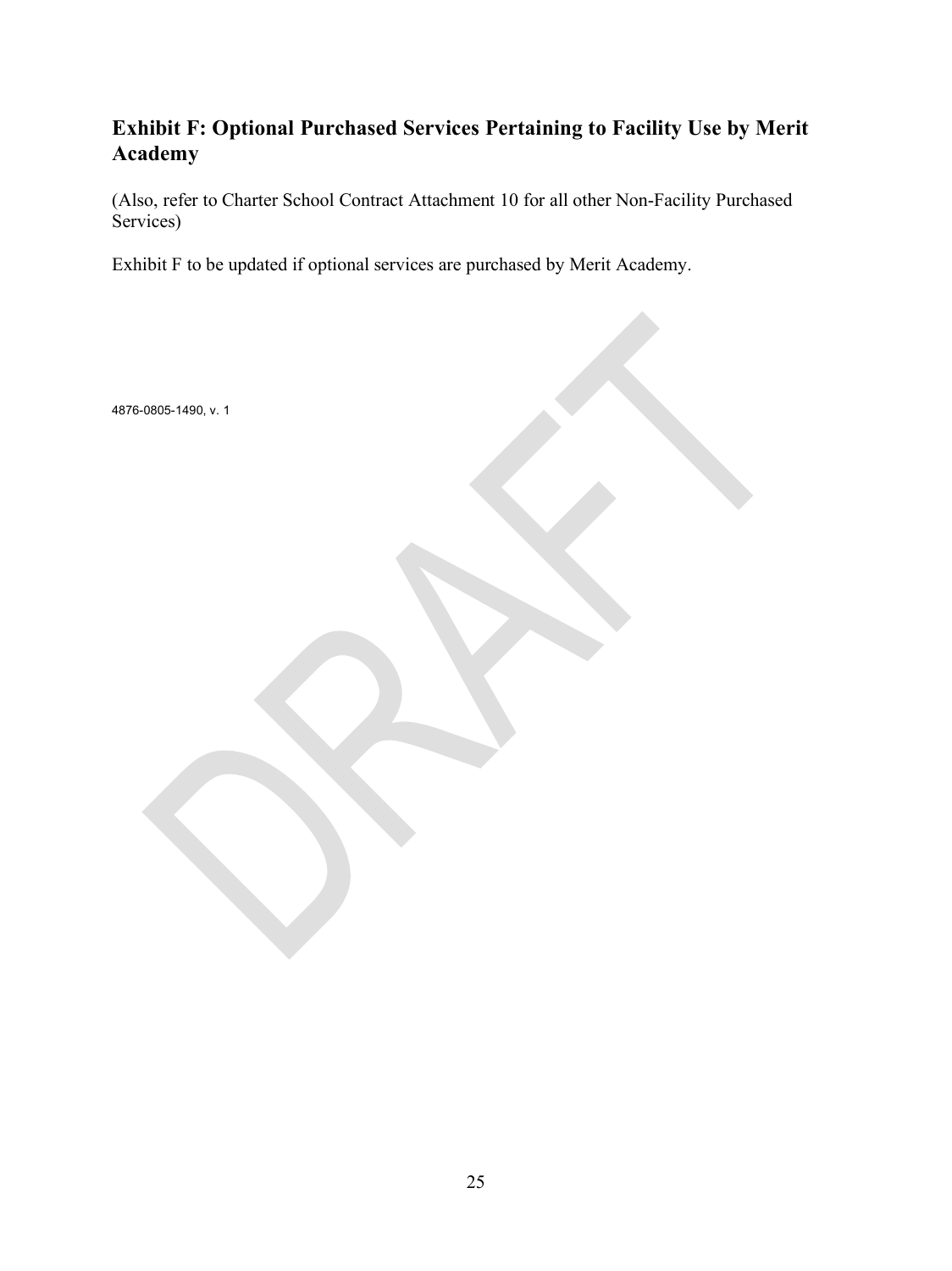## Exhibit F: Optional Purchased Services Pertaining to Facility Use by Merit Academy

(Also, refer to Charter School Contract Attachment 10 for all other Non-Facility Purchased Services)

Exhibit F to be updated if optional services are purchased by Merit Academy.

4876-0805-1490, v. 1